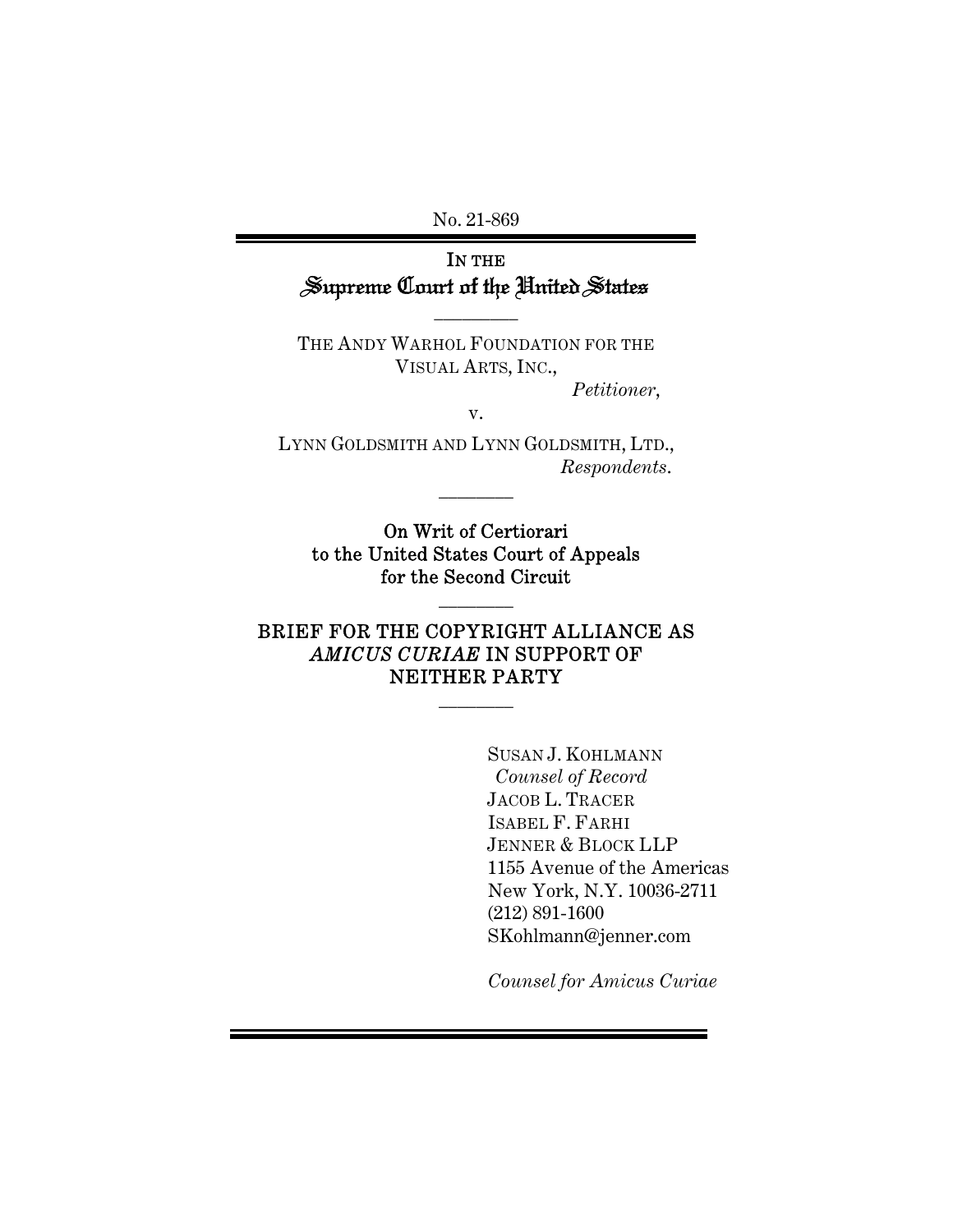No. 21-869

IN THE
# Supreme Court of the United States

---

THE ANDY WARHOL FOUNDATION FOR THE VISUAL ARTS, INC.,

*Petitioner*,

v.

LYNN GOLDSMITH AND LYNN GOLDSMITH, LTD.,

*Respondents*.

---

On Writ of Certiorari
to the United States Court of Appeals
for the Second Circuit

---

## BRIEF FOR THE COPYRIGHT ALLIANCE AS *AMICUS CURIAE* IN SUPPORT OF NEITHER PARTY

---

SUSAN J. KOHLMANN
*Counsel of Record*
JACOB L. TRACER
ISABEL F. FARHI
JENNER & BLOCK LLP
1155 Avenue of the Americas
New York, N.Y. 10036-2711
(212) 891-1600
SKohlmann@jenner.com

*Counsel for Amicus Curiae*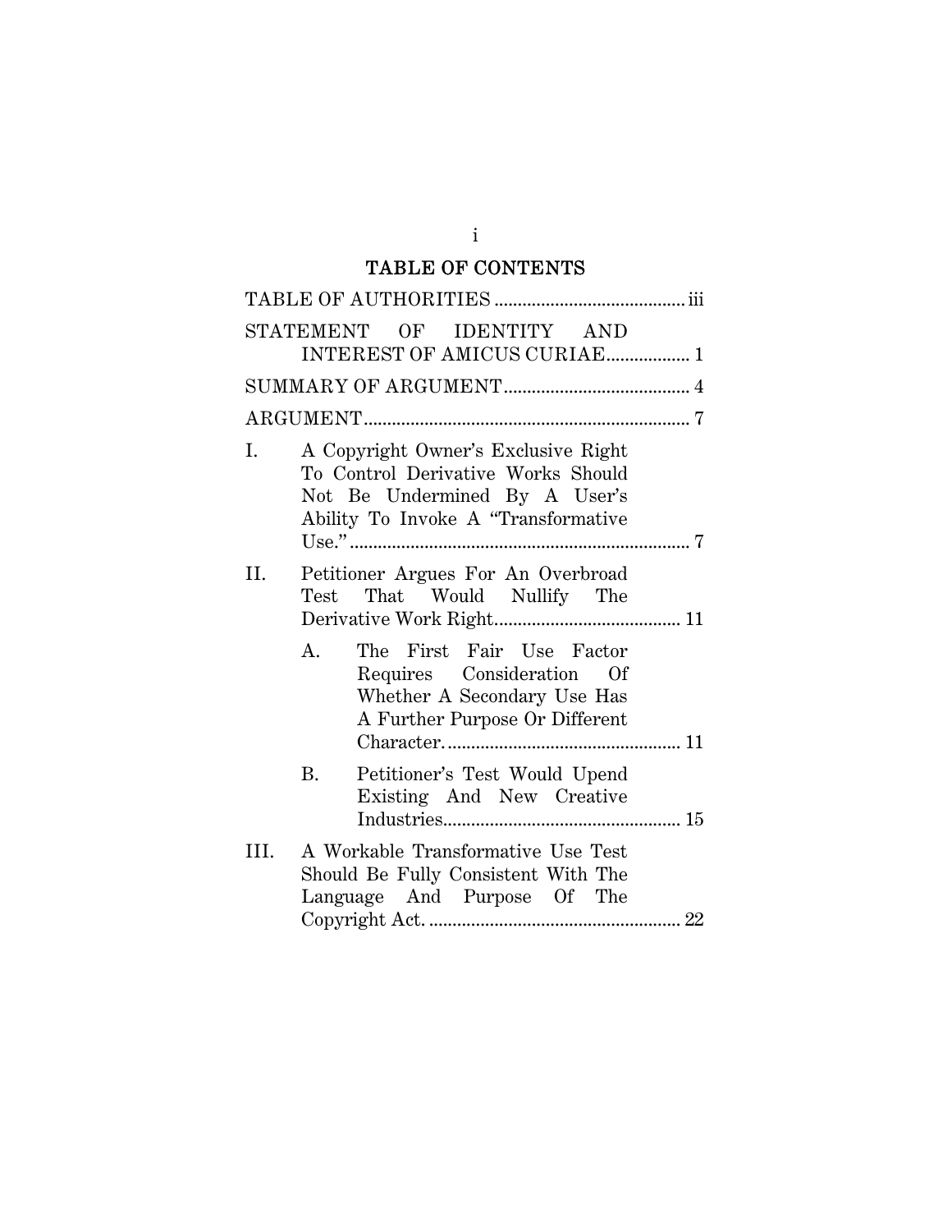# TABLE OF CONTENTS

TABLE OF AUTHORITIES ........................................ iii

STATEMENT OF IDENTITY AND INTEREST OF AMICUS CURIAE.................. 1

SUMMARY OF ARGUMENT........................................ 4

ARGUMENT..................................................................... 7

I. A Copyright Owner's Exclusive Right To Control Derivative Works Should Not Be Undermined By A User's Ability To Invoke A "Transformative Use." ........................................................................ 7

II. Petitioner Argues For An Overbroad Test That Would Nullify The Derivative Work Right........................................ 11

   A. The First Fair Use Factor Requires Consideration Of Whether A Secondary Use Has A Further Purpose Or Different Character. .................................................. 11

   B. Petitioner's Test Would Upend Existing And New Creative Industries.................................................. 15

III. A Workable Transformative Use Test Should Be Fully Consistent With The Language And Purpose Of The Copyright Act. ..................................................... 22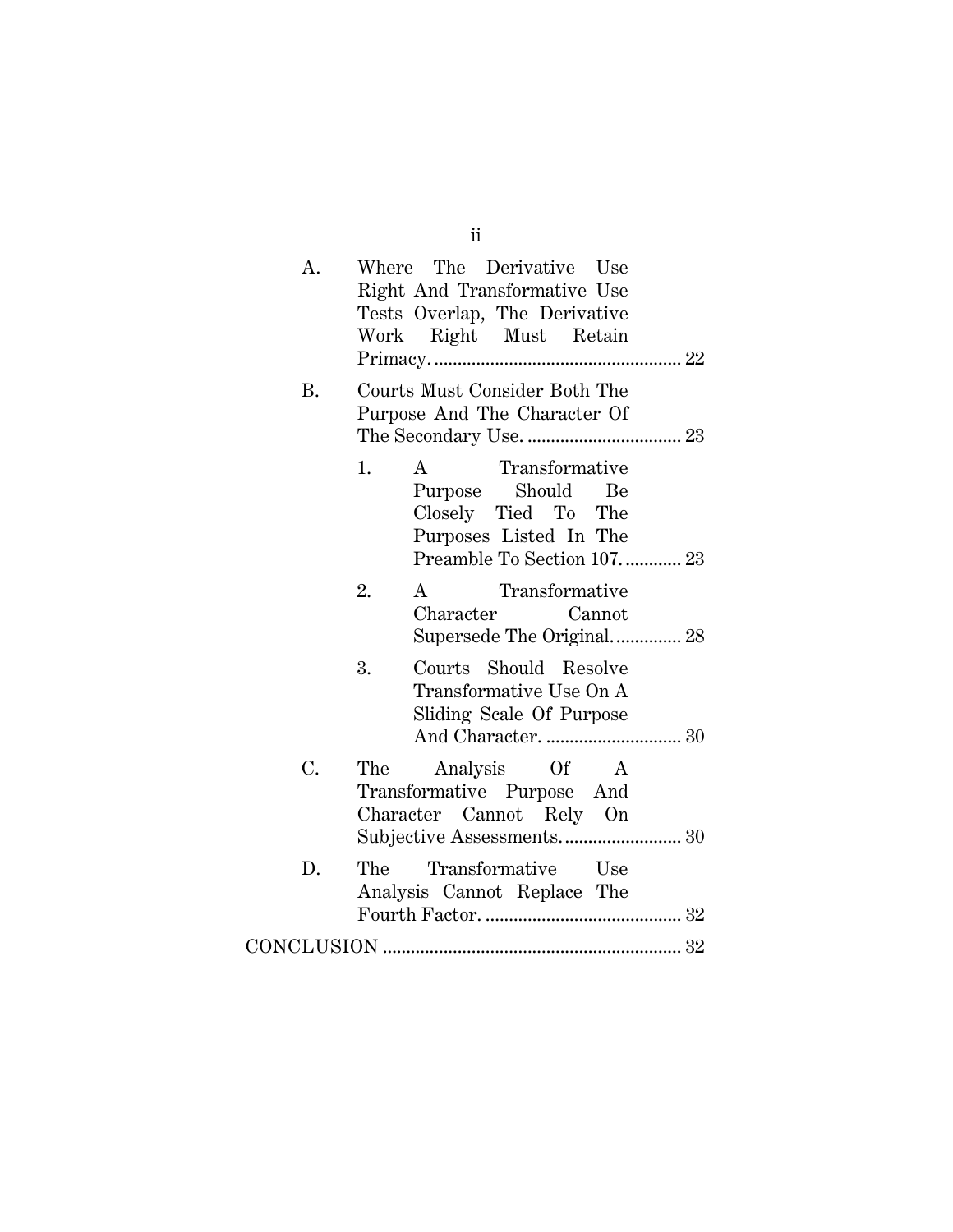A. Where The Derivative Use Right And Transformative Use Tests Overlap, The Derivative Work Right Must Retain Primacy. .................................................... 22

B. Courts Must Consider Both The Purpose And The Character Of The Secondary Use. ................................ 23

1. A Transformative Purpose Should Be Closely Tied To The Purposes Listed In The Preamble To Section 107. ............ 23

2. A Transformative Character Cannot Supersede The Original. .............. 28

3. Courts Should Resolve Transformative Use On A Sliding Scale Of Purpose And Character. ............................ 30

C. The Analysis Of A Transformative Purpose And Character Cannot Rely On Subjective Assessments. ........................ 30

D. The Transformative Use Analysis Cannot Replace The Fourth Factor. .......................................... 32

CONCLUSION ................................................................ 32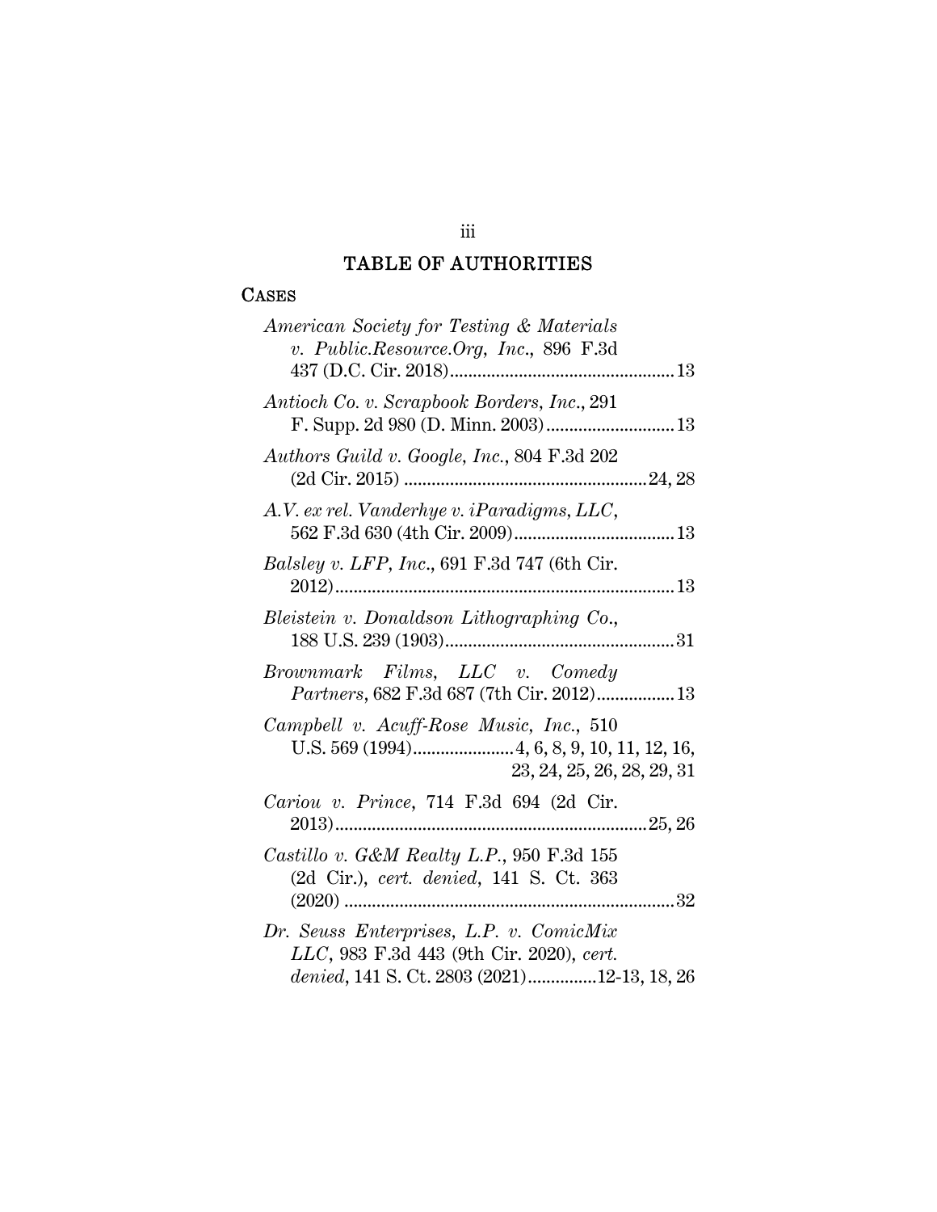## TABLE OF AUTHORITIES

### CASES

*American Society for Testing & Materials v. Public.Resource.Org, Inc.*, 896 F.3d 437 (D.C. Cir. 2018) .......... 13

*Antioch Co. v. Scrapbook Borders, Inc.*, 291 F. Supp. 2d 980 (D. Minn. 2003) .......... 13

*Authors Guild v. Google, Inc.*, 804 F.3d 202 (2d Cir. 2015) .......... 24, 28

*A.V. ex rel. Vanderhye v. iParadigms, LLC*, 562 F.3d 630 (4th Cir. 2009) .......... 13

*Balsley v. LFP, Inc.*, 691 F.3d 747 (6th Cir. 2012) .......... 13

*Bleistein v. Donaldson Lithographing Co.*, 188 U.S. 239 (1903) .......... 31

*Brownmark Films, LLC v. Comedy Partners*, 682 F.3d 687 (7th Cir. 2012) .......... 13

*Campbell v. Acuff-Rose Music, Inc.*, 510 U.S. 569 (1994) .......... 4, 6, 8, 9, 10, 11, 12, 16, 23, 24, 25, 26, 28, 29, 31

*Cariou v. Prince*, 714 F.3d 694 (2d Cir. 2013) .......... 25, 26

*Castillo v. G&M Realty L.P.*, 950 F.3d 155 (2d Cir.), *cert. denied*, 141 S. Ct. 363 (2020) .......... 32

*Dr. Seuss Enterprises, L.P. v. ComicMix LLC*, 983 F.3d 443 (9th Cir. 2020), *cert. denied*, 141 S. Ct. 2803 (2021) .......... 12-13, 18, 26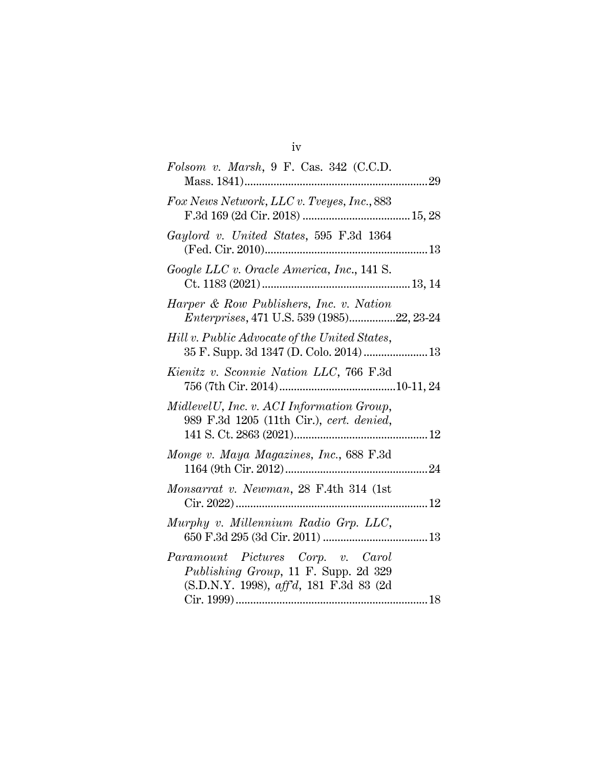*Folsom v. Marsh*, 9 F. Cas. 342 (C.C.D. Mass. 1841) ............................................................. 29

*Fox News Network, LLC v. Tveyes, Inc.*, 883 F.3d 169 (2d Cir. 2018) .................................... 15, 28

*Gaylord v. United States*, 595 F.3d 1364 (Fed. Cir. 2010) ....................................................... 13

*Google LLC v. Oracle America, Inc.*, 141 S. Ct. 1183 (2021) ................................................. 13, 14

*Harper & Row Publishers, Inc. v. Nation Enterprises*, 471 U.S. 539 (1985) ................ 22, 23-24

*Hill v. Public Advocate of the United States*, 35 F. Supp. 3d 1347 (D. Colo. 2014) ...................... 13

*Kienitz v. Sconnie Nation LLC*, 766 F.3d 756 (7th Cir. 2014) ........................................ 10-11, 24

*MidlevelU, Inc. v. ACI Information Group*, 989 F.3d 1205 (11th Cir.), *cert. denied*, 141 S. Ct. 2863 (2021) .............................................. 12

*Monge v. Maya Magazines, Inc.*, 688 F.3d 1164 (9th Cir. 2012) ................................................ 24

*Monsarrat v. Newman*, 28 F.4th 314 (1st Cir. 2022) ................................................................. 12

*Murphy v. Millennium Radio Grp. LLC*, 650 F.3d 295 (3d Cir. 2011) .................................... 13

*Paramount Pictures Corp. v. Carol Publishing Group*, 11 F. Supp. 2d 329 (S.D.N.Y. 1998), *aff'd*, 181 F.3d 83 (2d Cir. 1999) .................................................................. 18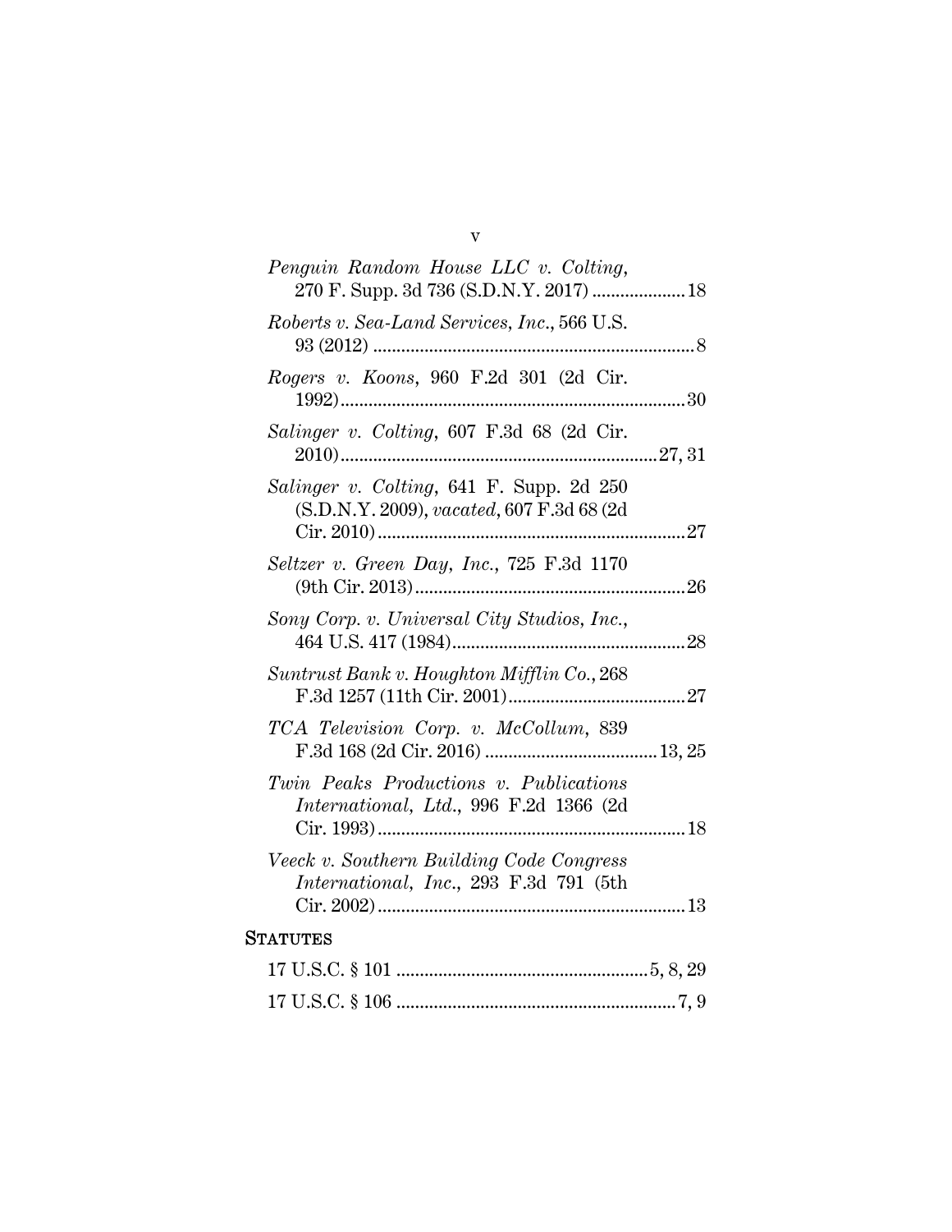*Penguin Random House LLC v. Colting*, 270 F. Supp. 3d 736 (S.D.N.Y. 2017) .................... 18

*Roberts v. Sea-Land Services, Inc.*, 566 U.S. 93 (2012) .................................................................... 8

*Rogers v. Koons*, 960 F.2d 301 (2d Cir. 1992) ........................................................................ 30

*Salinger v. Colting*, 607 F.3d 68 (2d Cir. 2010) .................................................................. 27, 31

*Salinger v. Colting*, 641 F. Supp. 2d 250 (S.D.N.Y. 2009), *vacated*, 607 F.3d 68 (2d Cir. 2010) ................................................................. 27

*Seltzer v. Green Day, Inc.*, 725 F.3d 1170 (9th Cir. 2013) ......................................................... 26

*Sony Corp. v. Universal City Studios, Inc.*, 464 U.S. 417 (1984) ................................................. 28

*Suntrust Bank v. Houghton Mifflin Co.*, 268 F.3d 1257 (11th Cir. 2001) ...................................... 27

*TCA Television Corp. v. McCollum*, 839 F.3d 168 (2d Cir. 2016) ..................................... 13, 25

*Twin Peaks Productions v. Publications International, Ltd.*, 996 F.2d 1366 (2d Cir. 1993) ................................................................. 18

*Veeck v. Southern Building Code Congress International, Inc.*, 293 F.3d 791 (5th Cir. 2002) ................................................................. 13

## STATUTES

17 U.S.C. § 101 ..................................................... 5, 8, 29

17 U.S.C. § 106 ........................................................... 7, 9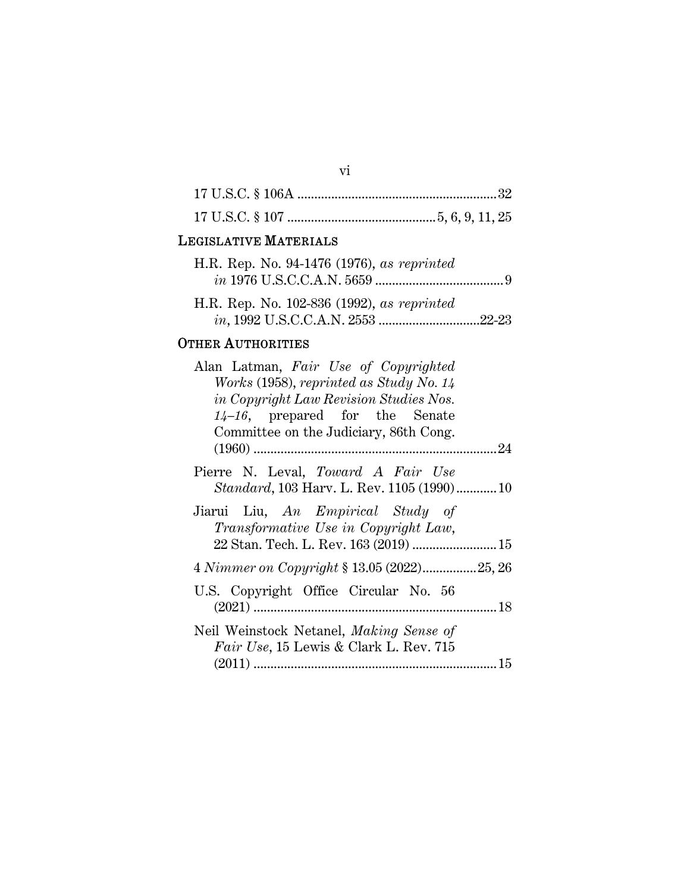17 U.S.C. § 106A ........................................................... 32

17 U.S.C. § 107 ........................................... 5, 6, 9, 11, 25

LEGISLATIVE MATERIALS

H.R. Rep. No. 94-1476 (1976), *as reprinted in* 1976 U.S.C.C.A.N. 5659 ...................................... 9

H.R. Rep. No. 102-836 (1992), *as reprinted in*, 1992 U.S.C.C.A.N. 2553 ..............................22-23

OTHER AUTHORITIES

Alan Latman, *Fair Use of Copyrighted Works* (1958), *reprinted as Study No. 14 in Copyright Law Revision Studies Nos. 14–16*, prepared for the Senate Committee on the Judiciary, 86th Cong. (1960) ........................................................................ 24

Pierre N. Leval, *Toward A Fair Use Standard*, 103 Harv. L. Rev. 1105 (1990) ............ 10

Jiarui Liu, *An Empirical Study of Transformative Use in Copyright Law*, 22 Stan. Tech. L. Rev. 163 (2019) ......................... 15

4 *Nimmer on Copyright* § 13.05 (2022) ................ 25, 26

U.S. Copyright Office Circular No. 56 (2021) ........................................................................ 18

Neil Weinstock Netanel, *Making Sense of Fair Use*, 15 Lewis & Clark L. Rev. 715 (2011) ........................................................................ 15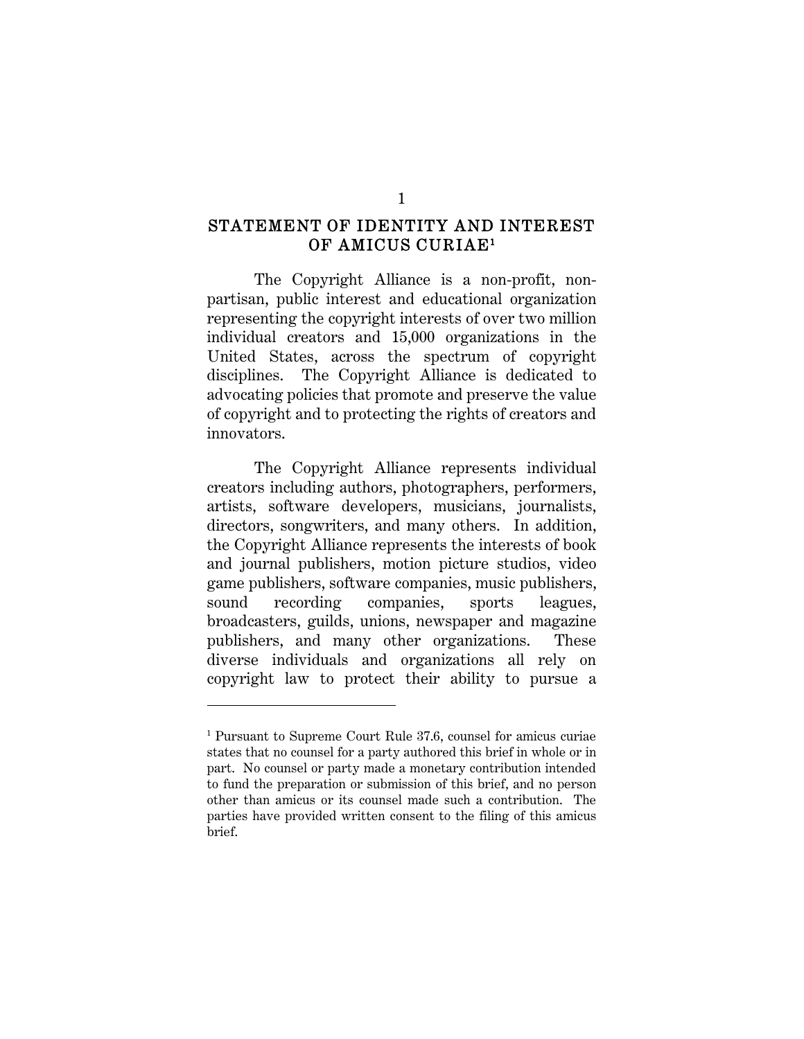## STATEMENT OF IDENTITY AND INTEREST OF AMICUS CURIAE[1]

The Copyright Alliance is a non-profit, non-partisan, public interest and educational organization representing the copyright interests of over two million individual creators and 15,000 organizations in the United States, across the spectrum of copyright disciplines. The Copyright Alliance is dedicated to advocating policies that promote and preserve the value of copyright and to protecting the rights of creators and innovators.

The Copyright Alliance represents individual creators including authors, photographers, performers, artists, software developers, musicians, journalists, directors, songwriters, and many others. In addition, the Copyright Alliance represents the interests of book and journal publishers, motion picture studios, video game publishers, software companies, music publishers, sound recording companies, sports leagues, broadcasters, guilds, unions, newspaper and magazine publishers, and many other organizations. These diverse individuals and organizations all rely on copyright law to protect their ability to pursue a

---

[1] Pursuant to Supreme Court Rule 37.6, counsel for amicus curiae states that no counsel for a party authored this brief in whole or in part. No counsel or party made a monetary contribution intended to fund the preparation or submission of this brief, and no person other than amicus or its counsel made such a contribution. The parties have provided written consent to the filing of this amicus brief.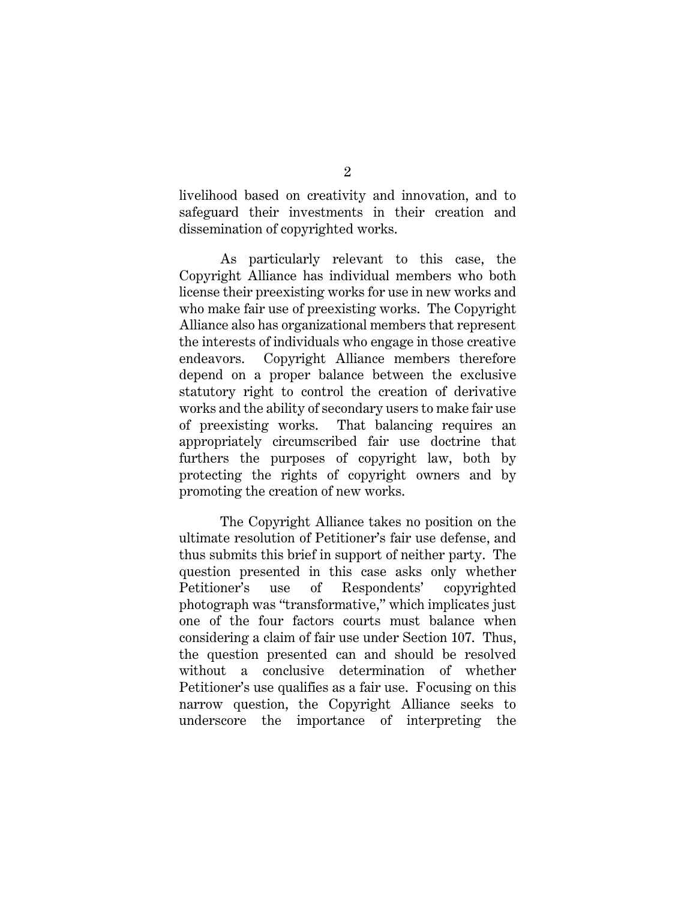livelihood based on creativity and innovation, and to safeguard their investments in their creation and dissemination of copyrighted works.

As particularly relevant to this case, the Copyright Alliance has individual members who both license their preexisting works for use in new works and who make fair use of preexisting works. The Copyright Alliance also has organizational members that represent the interests of individuals who engage in those creative endeavors. Copyright Alliance members therefore depend on a proper balance between the exclusive statutory right to control the creation of derivative works and the ability of secondary users to make fair use of preexisting works. That balancing requires an appropriately circumscribed fair use doctrine that furthers the purposes of copyright law, both by protecting the rights of copyright owners and by promoting the creation of new works.

The Copyright Alliance takes no position on the ultimate resolution of Petitioner's fair use defense, and thus submits this brief in support of neither party. The question presented in this case asks only whether Petitioner's use of Respondents' copyrighted photograph was "transformative," which implicates just one of the four factors courts must balance when considering a claim of fair use under Section 107. Thus, the question presented can and should be resolved without a conclusive determination of whether Petitioner's use qualifies as a fair use. Focusing on this narrow question, the Copyright Alliance seeks to underscore the importance of interpreting the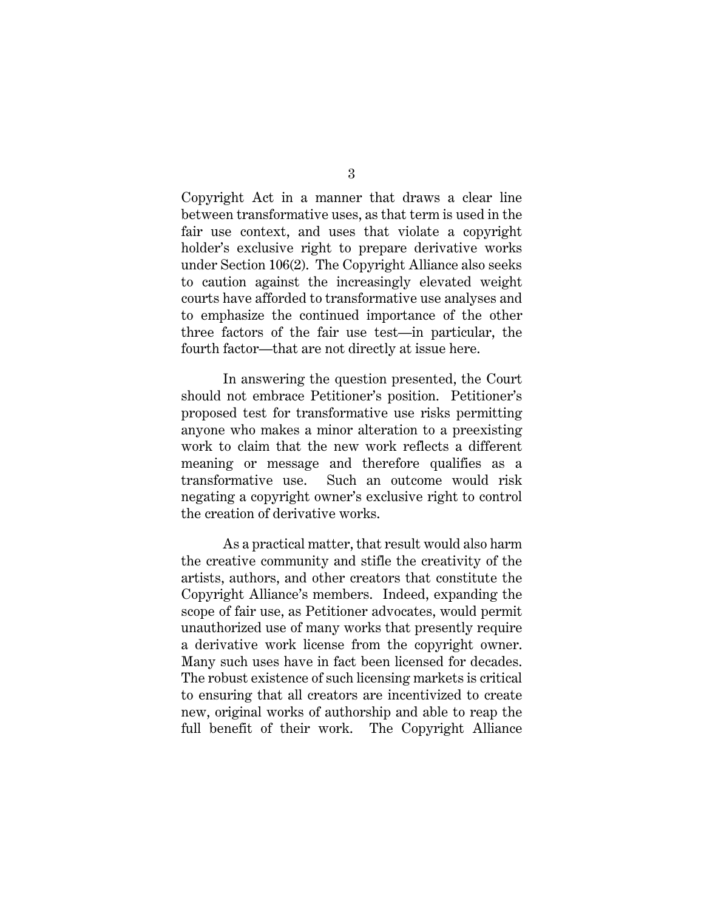Copyright Act in a manner that draws a clear line between transformative uses, as that term is used in the fair use context, and uses that violate a copyright holder's exclusive right to prepare derivative works under Section 106(2). The Copyright Alliance also seeks to caution against the increasingly elevated weight courts have afforded to transformative use analyses and to emphasize the continued importance of the other three factors of the fair use test—in particular, the fourth factor—that are not directly at issue here.

In answering the question presented, the Court should not embrace Petitioner's position. Petitioner's proposed test for transformative use risks permitting anyone who makes a minor alteration to a preexisting work to claim that the new work reflects a different meaning or message and therefore qualifies as a transformative use. Such an outcome would risk negating a copyright owner's exclusive right to control the creation of derivative works.

As a practical matter, that result would also harm the creative community and stifle the creativity of the artists, authors, and other creators that constitute the Copyright Alliance's members. Indeed, expanding the scope of fair use, as Petitioner advocates, would permit unauthorized use of many works that presently require a derivative work license from the copyright owner. Many such uses have in fact been licensed for decades. The robust existence of such licensing markets is critical to ensuring that all creators are incentivized to create new, original works of authorship and able to reap the full benefit of their work. The Copyright Alliance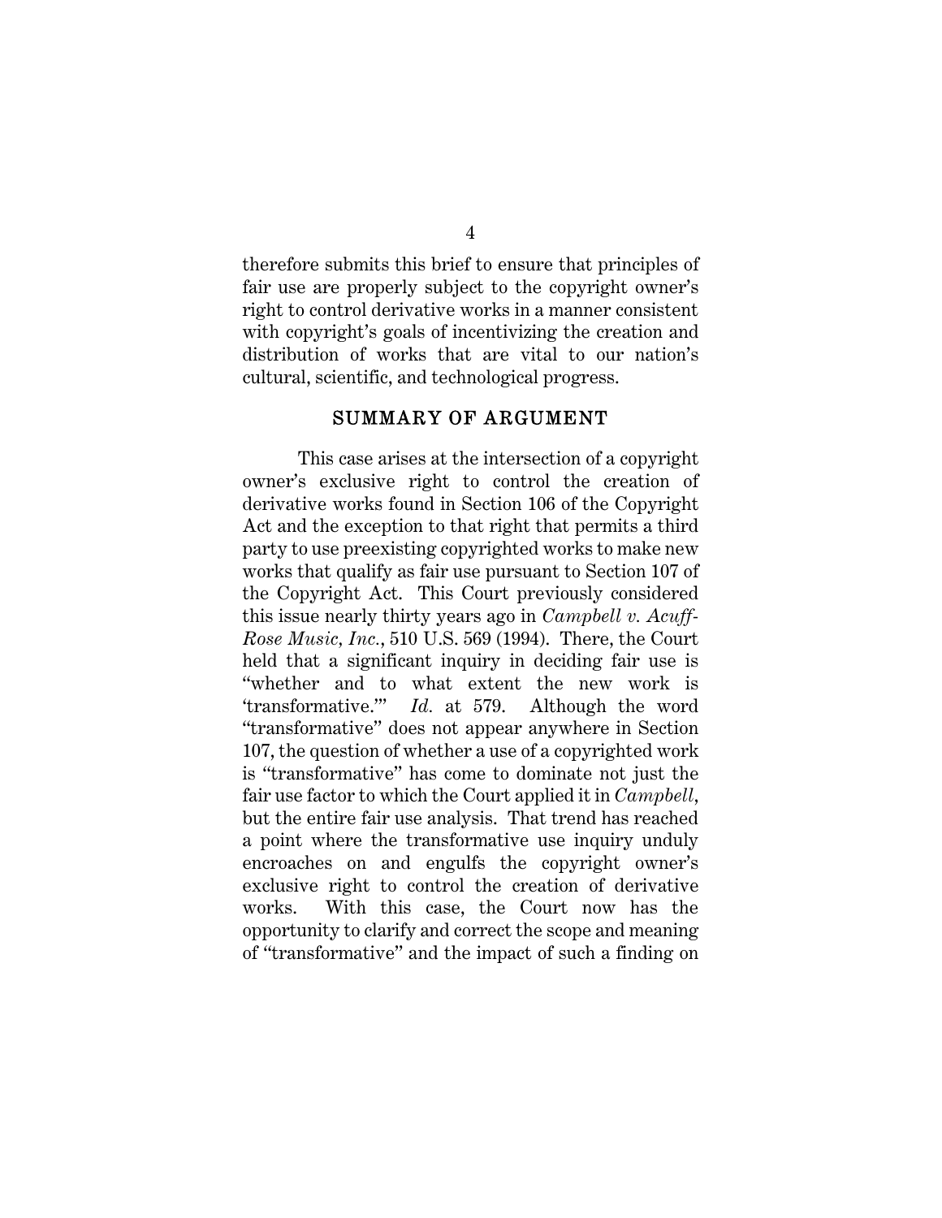therefore submits this brief to ensure that principles of fair use are properly subject to the copyright owner's right to control derivative works in a manner consistent with copyright's goals of incentivizing the creation and distribution of works that are vital to our nation's cultural, scientific, and technological progress.

## SUMMARY OF ARGUMENT

This case arises at the intersection of a copyright owner's exclusive right to control the creation of derivative works found in Section 106 of the Copyright Act and the exception to that right that permits a third party to use preexisting copyrighted works to make new works that qualify as fair use pursuant to Section 107 of the Copyright Act. This Court previously considered this issue nearly thirty years ago in *Campbell v. Acuff-Rose Music, Inc.*, 510 U.S. 569 (1994). There, the Court held that a significant inquiry in deciding fair use is "whether and to what extent the new work is 'transformative.'" *Id.* at 579. Although the word "transformative" does not appear anywhere in Section 107, the question of whether a use of a copyrighted work is "transformative" has come to dominate not just the fair use factor to which the Court applied it in *Campbell*, but the entire fair use analysis. That trend has reached a point where the transformative use inquiry unduly encroaches on and engulfs the copyright owner's exclusive right to control the creation of derivative works. With this case, the Court now has the opportunity to clarify and correct the scope and meaning of "transformative" and the impact of such a finding on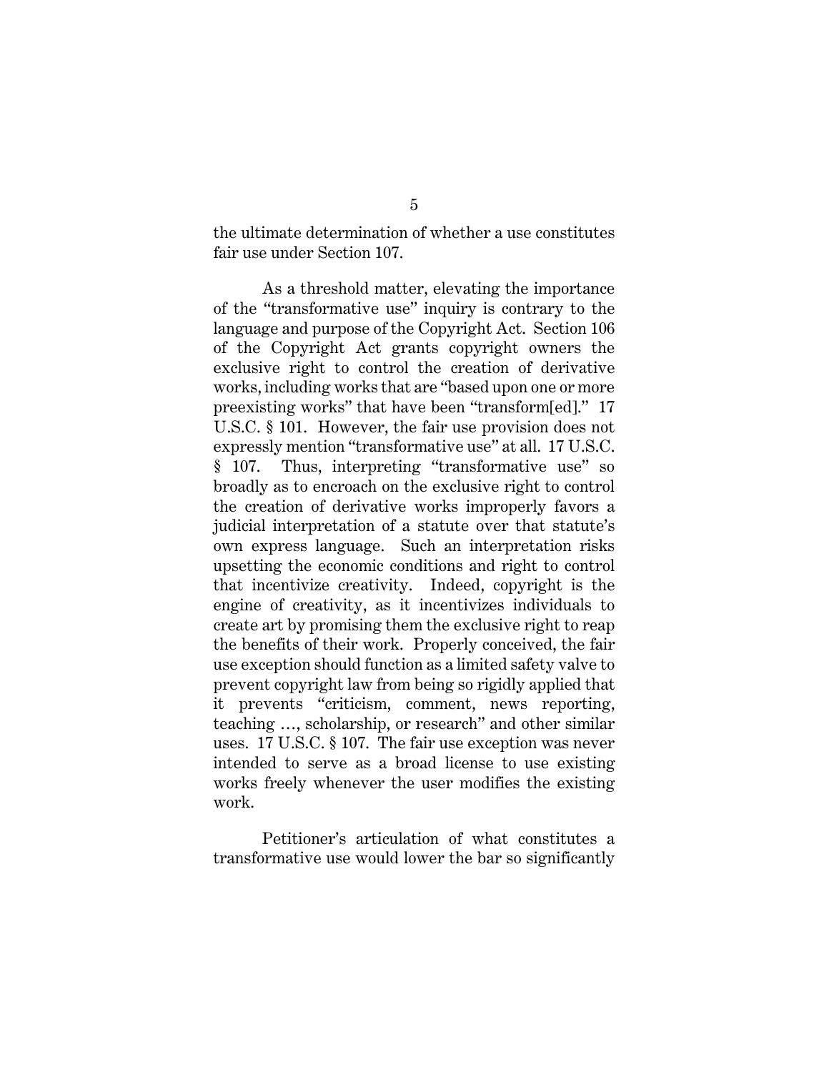the ultimate determination of whether a use constitutes fair use under Section 107.

As a threshold matter, elevating the importance of the "transformative use" inquiry is contrary to the language and purpose of the Copyright Act. Section 106 of the Copyright Act grants copyright owners the exclusive right to control the creation of derivative works, including works that are "based upon one or more preexisting works" that have been "transform[ed]." 17 U.S.C. § 101. However, the fair use provision does not expressly mention "transformative use" at all. 17 U.S.C. § 107. Thus, interpreting "transformative use" so broadly as to encroach on the exclusive right to control the creation of derivative works improperly favors a judicial interpretation of a statute over that statute's own express language. Such an interpretation risks upsetting the economic conditions and right to control that incentivize creativity. Indeed, copyright is the engine of creativity, as it incentivizes individuals to create art by promising them the exclusive right to reap the benefits of their work. Properly conceived, the fair use exception should function as a limited safety valve to prevent copyright law from being so rigidly applied that it prevents "criticism, comment, news reporting, teaching …, scholarship, or research" and other similar uses. 17 U.S.C. § 107. The fair use exception was never intended to serve as a broad license to use existing works freely whenever the user modifies the existing work.

Petitioner's articulation of what constitutes a transformative use would lower the bar so significantly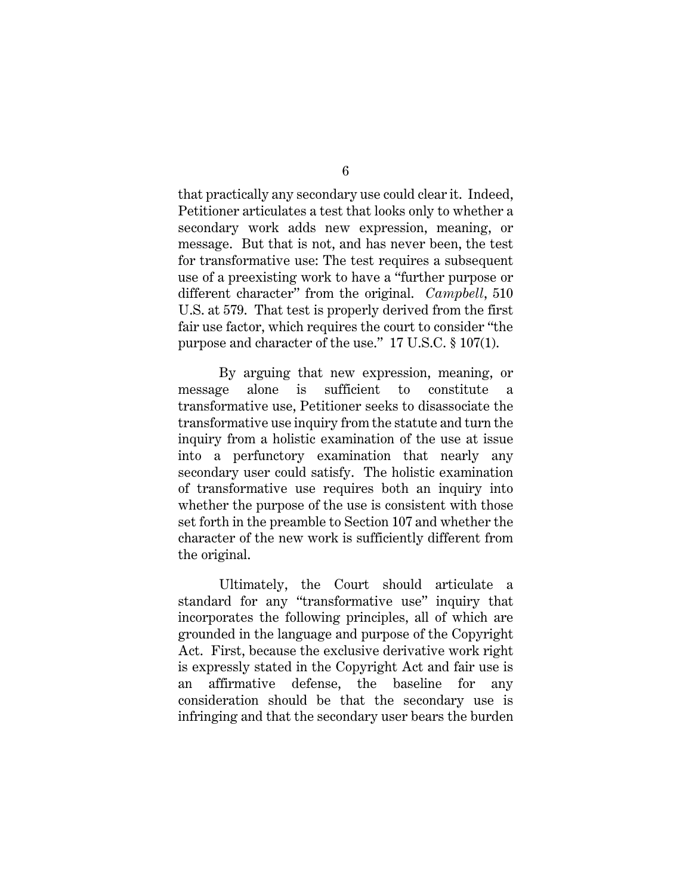that practically any secondary use could clear it. Indeed, Petitioner articulates a test that looks only to whether a secondary work adds new expression, meaning, or message. But that is not, and has never been, the test for transformative use: The test requires a subsequent use of a preexisting work to have a "further purpose or different character" from the original. *Campbell*, 510 U.S. at 579. That test is properly derived from the first fair use factor, which requires the court to consider "the purpose and character of the use." 17 U.S.C. § 107(1).

By arguing that new expression, meaning, or message alone is sufficient to constitute a transformative use, Petitioner seeks to disassociate the transformative use inquiry from the statute and turn the inquiry from a holistic examination of the use at issue into a perfunctory examination that nearly any secondary user could satisfy. The holistic examination of transformative use requires both an inquiry into whether the purpose of the use is consistent with those set forth in the preamble to Section 107 and whether the character of the new work is sufficiently different from the original.

Ultimately, the Court should articulate a standard for any "transformative use" inquiry that incorporates the following principles, all of which are grounded in the language and purpose of the Copyright Act. First, because the exclusive derivative work right is expressly stated in the Copyright Act and fair use is an affirmative defense, the baseline for any consideration should be that the secondary use is infringing and that the secondary user bears the burden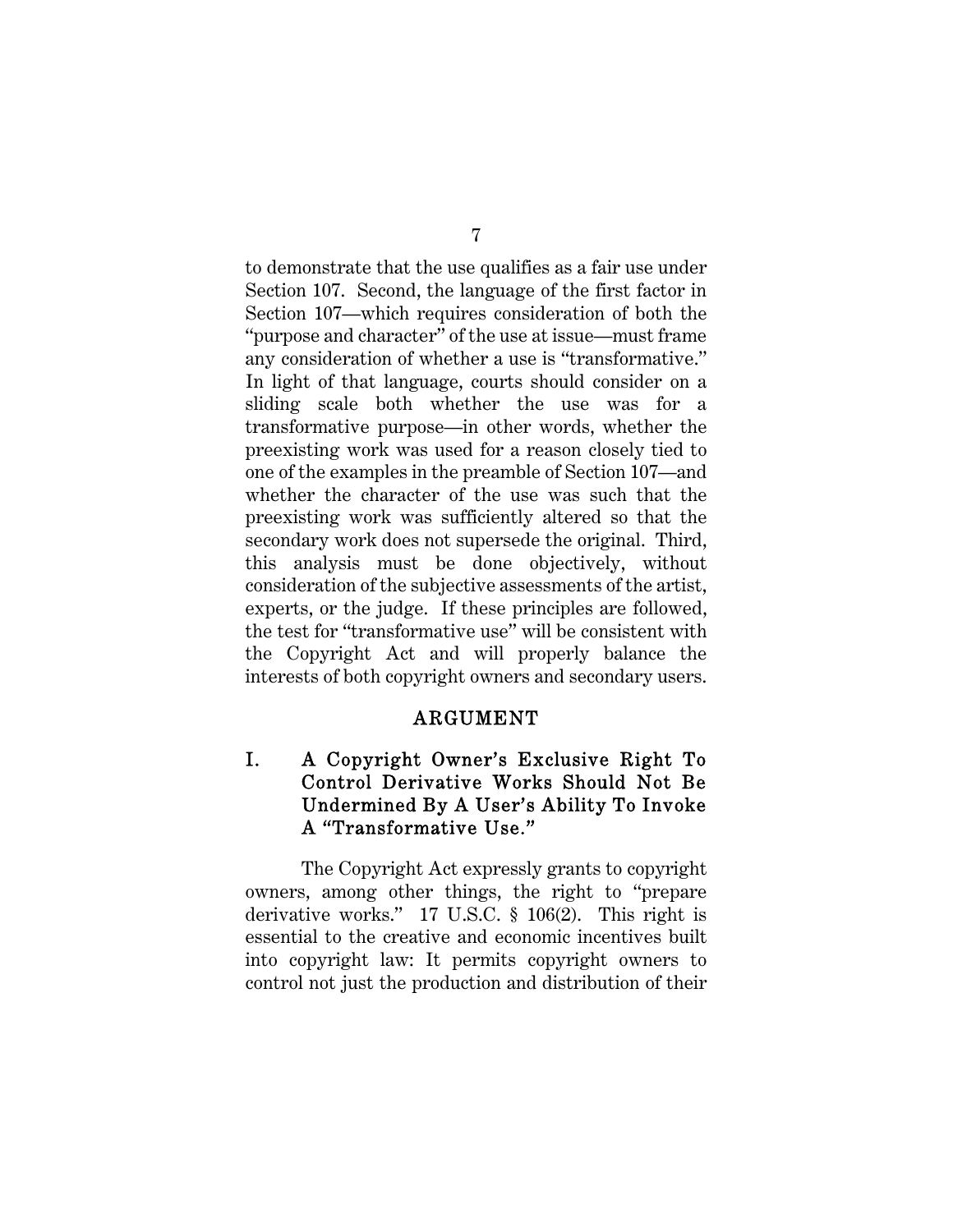to demonstrate that the use qualifies as a fair use under Section 107. Second, the language of the first factor in Section 107—which requires consideration of both the "purpose and character" of the use at issue—must frame any consideration of whether a use is "transformative." In light of that language, courts should consider on a sliding scale both whether the use was for a transformative purpose—in other words, whether the preexisting work was used for a reason closely tied to one of the examples in the preamble of Section 107—and whether the character of the use was such that the preexisting work was sufficiently altered so that the secondary work does not supersede the original. Third, this analysis must be done objectively, without consideration of the subjective assessments of the artist, experts, or the judge. If these principles are followed, the test for "transformative use" will be consistent with the Copyright Act and will properly balance the interests of both copyright owners and secondary users.

## ARGUMENT

### I. A Copyright Owner's Exclusive Right To Control Derivative Works Should Not Be Undermined By A User's Ability To Invoke A "Transformative Use."

The Copyright Act expressly grants to copyright owners, among other things, the right to "prepare derivative works." 17 U.S.C. § 106(2). This right is essential to the creative and economic incentives built into copyright law: It permits copyright owners to control not just the production and distribution of their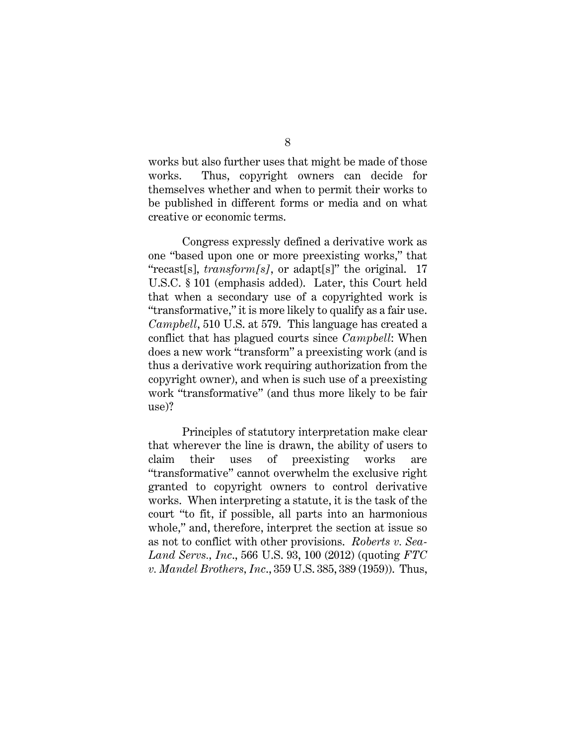works but also further uses that might be made of those works. Thus, copyright owners can decide for themselves whether and when to permit their works to be published in different forms or media and on what creative or economic terms.

Congress expressly defined a derivative work as one "based upon one or more preexisting works," that "recast[s], *transform[s]*, or adapt[s]" the original. 17 U.S.C. § 101 (emphasis added). Later, this Court held that when a secondary use of a copyrighted work is "transformative," it is more likely to qualify as a fair use. *Campbell*, 510 U.S. at 579. This language has created a conflict that has plagued courts since *Campbell*: When does a new work "transform" a preexisting work (and is thus a derivative work requiring authorization from the copyright owner), and when is such use of a preexisting work "transformative" (and thus more likely to be fair use)?

Principles of statutory interpretation make clear that wherever the line is drawn, the ability of users to claim their uses of preexisting works are "transformative" cannot overwhelm the exclusive right granted to copyright owners to control derivative works. When interpreting a statute, it is the task of the court "to fit, if possible, all parts into an harmonious whole," and, therefore, interpret the section at issue so as not to conflict with other provisions. *Roberts v. Sea-Land Servs., Inc.*, 566 U.S. 93, 100 (2012) (quoting *FTC v. Mandel Brothers, Inc.*, 359 U.S. 385, 389 (1959)). Thus,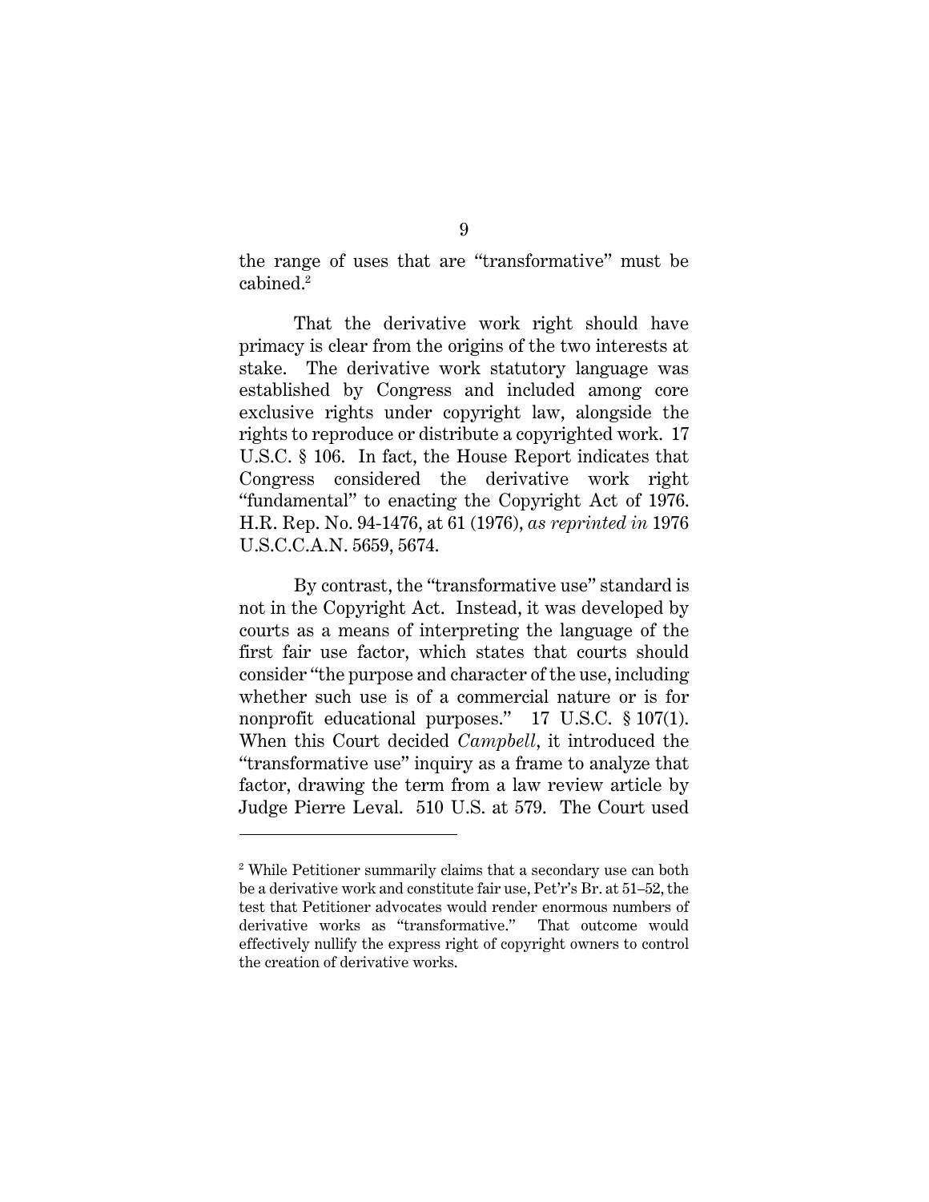the range of uses that are "transformative" must be cabined.[2]

That the derivative work right should have primacy is clear from the origins of the two interests at stake. The derivative work statutory language was established by Congress and included among core exclusive rights under copyright law, alongside the rights to reproduce or distribute a copyrighted work. 17 U.S.C. § 106. In fact, the House Report indicates that Congress considered the derivative work right "fundamental" to enacting the Copyright Act of 1976. H.R. Rep. No. 94-1476, at 61 (1976), *as reprinted in* 1976 U.S.C.C.A.N. 5659, 5674.

By contrast, the "transformative use" standard is not in the Copyright Act. Instead, it was developed by courts as a means of interpreting the language of the first fair use factor, which states that courts should consider "the purpose and character of the use, including whether such use is of a commercial nature or is for nonprofit educational purposes." 17 U.S.C. § 107(1). When this Court decided *Campbell*, it introduced the "transformative use" inquiry as a frame to analyze that factor, drawing the term from a law review article by Judge Pierre Leval. 510 U.S. at 579. The Court used

---

[2] While Petitioner summarily claims that a secondary use can both be a derivative work and constitute fair use, Pet'r's Br. at 51–52, the test that Petitioner advocates would render enormous numbers of derivative works as "transformative." That outcome would effectively nullify the express right of copyright owners to control the creation of derivative works.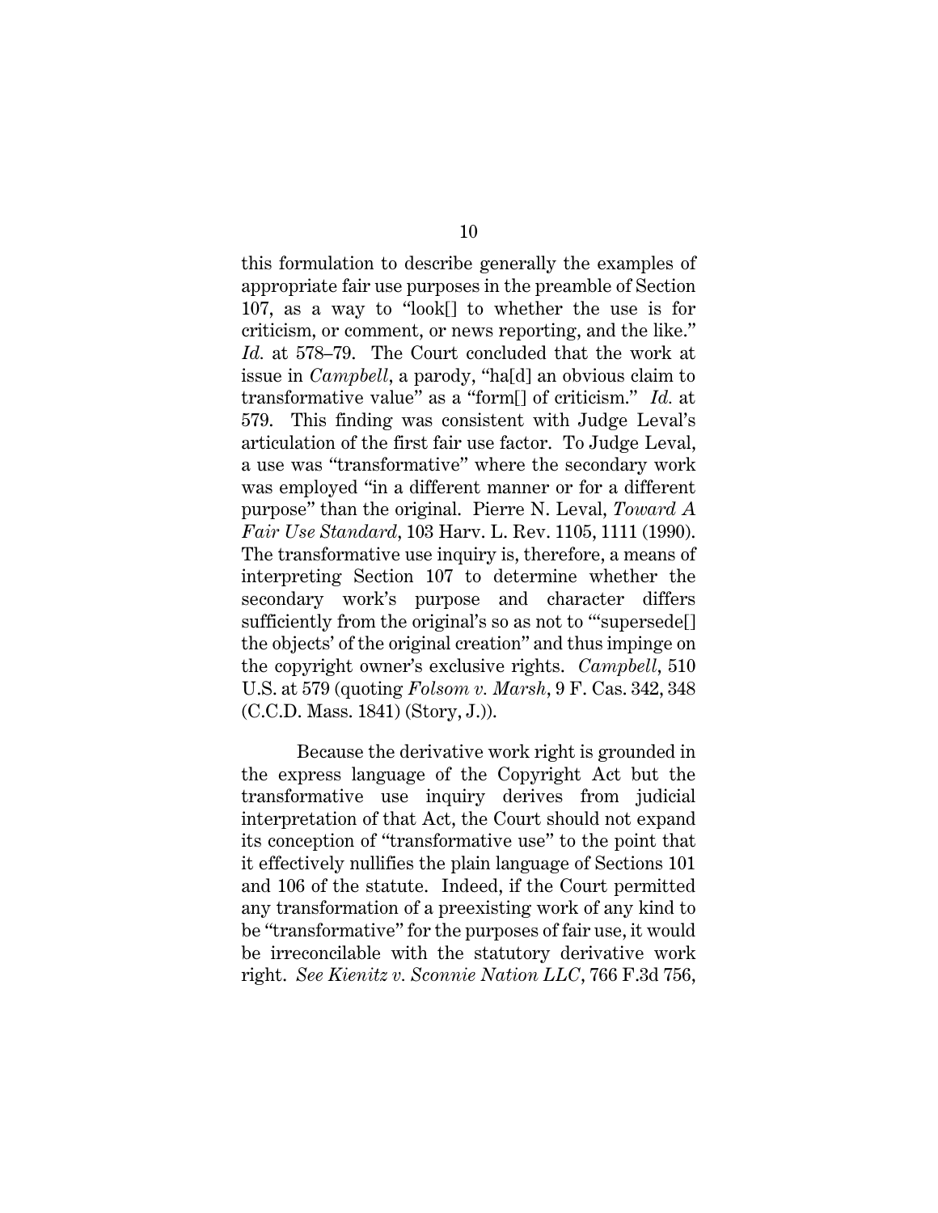this formulation to describe generally the examples of appropriate fair use purposes in the preamble of Section 107, as a way to "look[] to whether the use is for criticism, or comment, or news reporting, and the like." *Id.* at 578–79. The Court concluded that the work at issue in *Campbell*, a parody, "ha[d] an obvious claim to transformative value" as a "form[] of criticism." *Id.* at 579. This finding was consistent with Judge Leval's articulation of the first fair use factor. To Judge Leval, a use was "transformative" where the secondary work was employed "in a different manner or for a different purpose" than the original. Pierre N. Leval, *Toward A Fair Use Standard*, 103 Harv. L. Rev. 1105, 1111 (1990). The transformative use inquiry is, therefore, a means of interpreting Section 107 to determine whether the secondary work's purpose and character differs sufficiently from the original's so as not to "'supersede[] the objects' of the original creation" and thus impinge on the copyright owner's exclusive rights. *Campbell*, 510 U.S. at 579 (quoting *Folsom v. Marsh*, 9 F. Cas. 342, 348 (C.C.D. Mass. 1841) (Story, J.)).

Because the derivative work right is grounded in the express language of the Copyright Act but the transformative use inquiry derives from judicial interpretation of that Act, the Court should not expand its conception of "transformative use" to the point that it effectively nullifies the plain language of Sections 101 and 106 of the statute. Indeed, if the Court permitted any transformation of a preexisting work of any kind to be "transformative" for the purposes of fair use, it would be irreconcilable with the statutory derivative work right. *See Kienitz v. Sconnie Nation LLC*, 766 F.3d 756,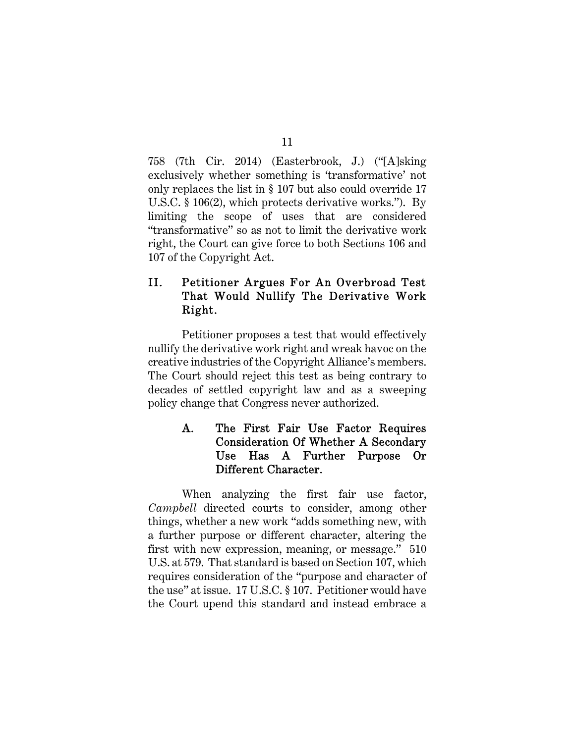758 (7th Cir. 2014) (Easterbrook, J.) ("[A]sking exclusively whether something is 'transformative' not only replaces the list in § 107 but also could override 17 U.S.C. § 106(2), which protects derivative works."). By limiting the scope of uses that are considered "transformative" so as not to limit the derivative work right, the Court can give force to both Sections 106 and 107 of the Copyright Act.

## II. Petitioner Argues For An Overbroad Test That Would Nullify The Derivative Work Right.

Petitioner proposes a test that would effectively nullify the derivative work right and wreak havoc on the creative industries of the Copyright Alliance's members. The Court should reject this test as being contrary to decades of settled copyright law and as a sweeping policy change that Congress never authorized.

### A. The First Fair Use Factor Requires Consideration Of Whether A Secondary Use Has A Further Purpose Or Different Character.

When analyzing the first fair use factor, *Campbell* directed courts to consider, among other things, whether a new work "adds something new, with a further purpose or different character, altering the first with new expression, meaning, or message." 510 U.S. at 579. That standard is based on Section 107, which requires consideration of the "purpose and character of the use" at issue. 17 U.S.C. § 107. Petitioner would have the Court upend this standard and instead embrace a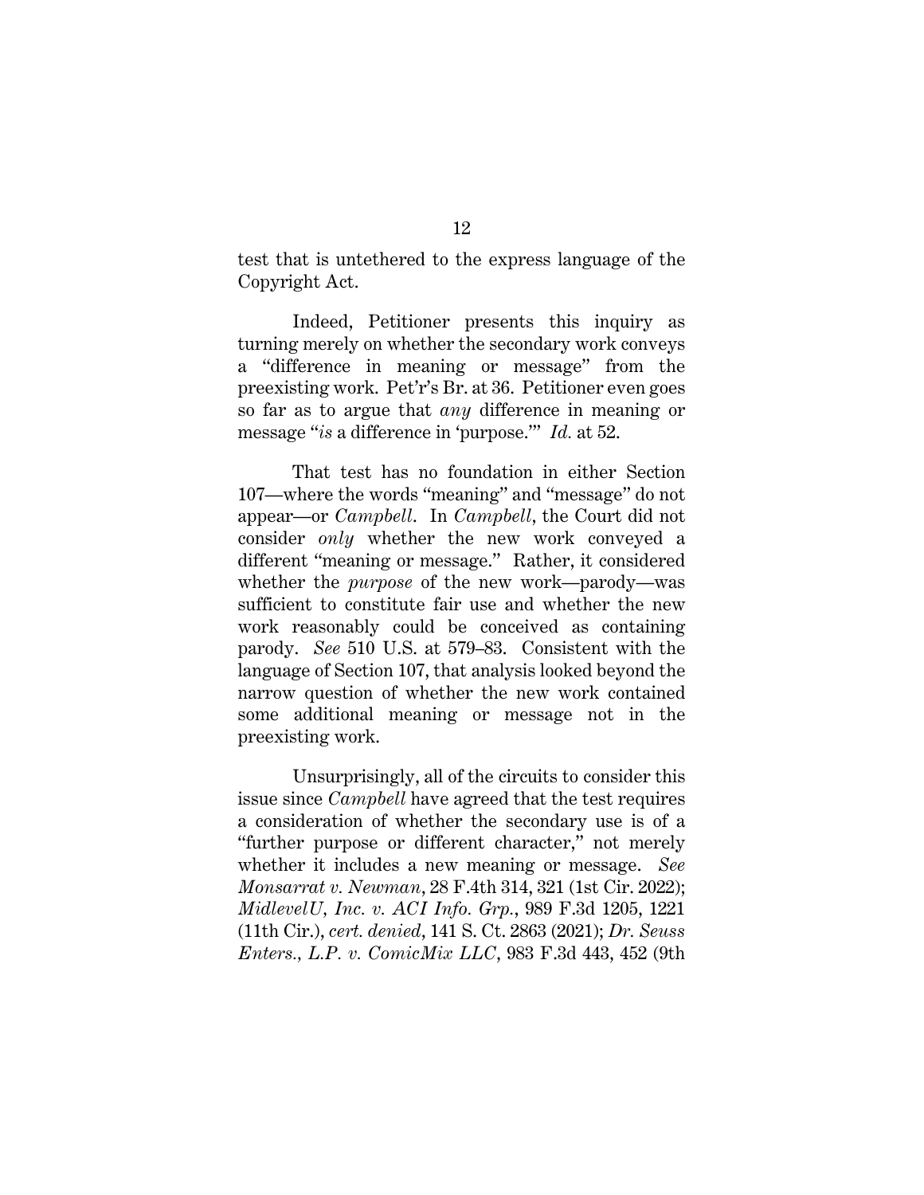test that is untethered to the express language of the Copyright Act.

Indeed, Petitioner presents this inquiry as turning merely on whether the secondary work conveys a "difference in meaning or message" from the preexisting work. Pet'r's Br. at 36. Petitioner even goes so far as to argue that *any* difference in meaning or message "*is* a difference in 'purpose.'" *Id.* at 52.

That test has no foundation in either Section 107—where the words "meaning" and "message" do not appear—or *Campbell*. In *Campbell*, the Court did not consider *only* whether the new work conveyed a different "meaning or message." Rather, it considered whether the *purpose* of the new work—parody—was sufficient to constitute fair use and whether the new work reasonably could be conceived as containing parody. *See* 510 U.S. at 579–83. Consistent with the language of Section 107, that analysis looked beyond the narrow question of whether the new work contained some additional meaning or message not in the preexisting work.

Unsurprisingly, all of the circuits to consider this issue since *Campbell* have agreed that the test requires a consideration of whether the secondary use is of a "further purpose or different character," not merely whether it includes a new meaning or message. *See Monsarrat v. Newman*, 28 F.4th 314, 321 (1st Cir. 2022); *MidlevelU, Inc. v. ACI Info. Grp.*, 989 F.3d 1205, 1221 (11th Cir.), *cert. denied*, 141 S. Ct. 2863 (2021); *Dr. Seuss Enters., L.P. v. ComicMix LLC*, 983 F.3d 443, 452 (9th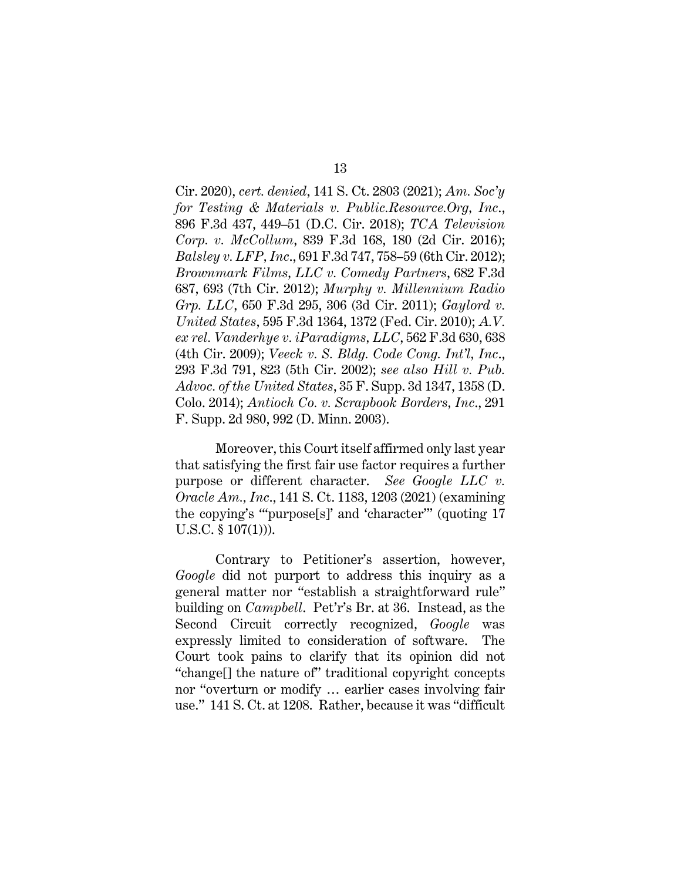Cir. 2020), *cert. denied*, 141 S. Ct. 2803 (2021); *Am. Soc'y for Testing & Materials v. Public.Resource.Org, Inc*., 896 F.3d 437, 449–51 (D.C. Cir. 2018); *TCA Television Corp. v. McCollum*, 839 F.3d 168, 180 (2d Cir. 2016); *Balsley v. LFP, Inc*., 691 F.3d 747, 758–59 (6th Cir. 2012); *Brownmark Films, LLC v. Comedy Partners*, 682 F.3d 687, 693 (7th Cir. 2012); *Murphy v. Millennium Radio Grp. LLC*, 650 F.3d 295, 306 (3d Cir. 2011); *Gaylord v. United States*, 595 F.3d 1364, 1372 (Fed. Cir. 2010); *A.V. ex rel. Vanderhye v. iParadigms, LLC*, 562 F.3d 630, 638 (4th Cir. 2009); *Veeck v. S. Bldg. Code Cong. Int'l, Inc*., 293 F.3d 791, 823 (5th Cir. 2002); *see also Hill v. Pub. Advoc. of the United States*, 35 F. Supp. 3d 1347, 1358 (D. Colo. 2014); *Antioch Co. v. Scrapbook Borders, Inc*., 291 F. Supp. 2d 980, 992 (D. Minn. 2003).

Moreover, this Court itself affirmed only last year that satisfying the first fair use factor requires a further purpose or different character. *See Google LLC v. Oracle Am., Inc*., 141 S. Ct. 1183, 1203 (2021) (examining the copying's "'purpose[s]' and 'character'" (quoting 17 U.S.C. § 107(1))).

Contrary to Petitioner's assertion, however, *Google* did not purport to address this inquiry as a general matter nor "establish a straightforward rule" building on *Campbell*. Pet'r's Br. at 36. Instead, as the Second Circuit correctly recognized, *Google* was expressly limited to consideration of software. The Court took pains to clarify that its opinion did not "change[] the nature of" traditional copyright concepts nor "overturn or modify … earlier cases involving fair use." 141 S. Ct. at 1208. Rather, because it was "difficult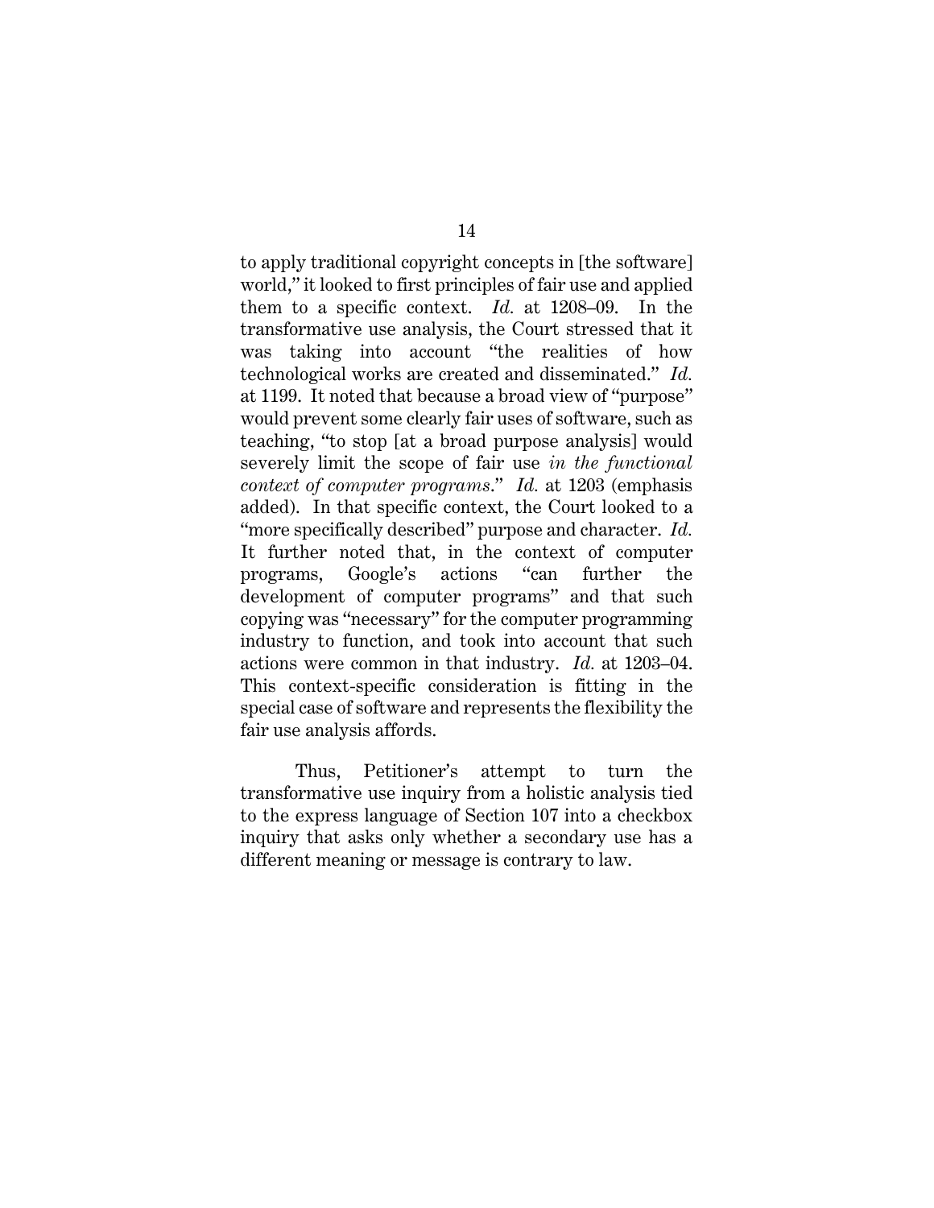to apply traditional copyright concepts in [the software] world," it looked to first principles of fair use and applied them to a specific context. *Id.* at 1208–09. In the transformative use analysis, the Court stressed that it was taking into account "the realities of how technological works are created and disseminated." *Id.* at 1199. It noted that because a broad view of "purpose" would prevent some clearly fair uses of software, such as teaching, "to stop [at a broad purpose analysis] would severely limit the scope of fair use *in the functional context of computer programs*." *Id.* at 1203 (emphasis added). In that specific context, the Court looked to a "more specifically described" purpose and character. *Id.* It further noted that, in the context of computer programs, Google's actions "can further the development of computer programs" and that such copying was "necessary" for the computer programming industry to function, and took into account that such actions were common in that industry. *Id.* at 1203–04. This context-specific consideration is fitting in the special case of software and represents the flexibility the fair use analysis affords.

Thus, Petitioner's attempt to turn the transformative use inquiry from a holistic analysis tied to the express language of Section 107 into a checkbox inquiry that asks only whether a secondary use has a different meaning or message is contrary to law.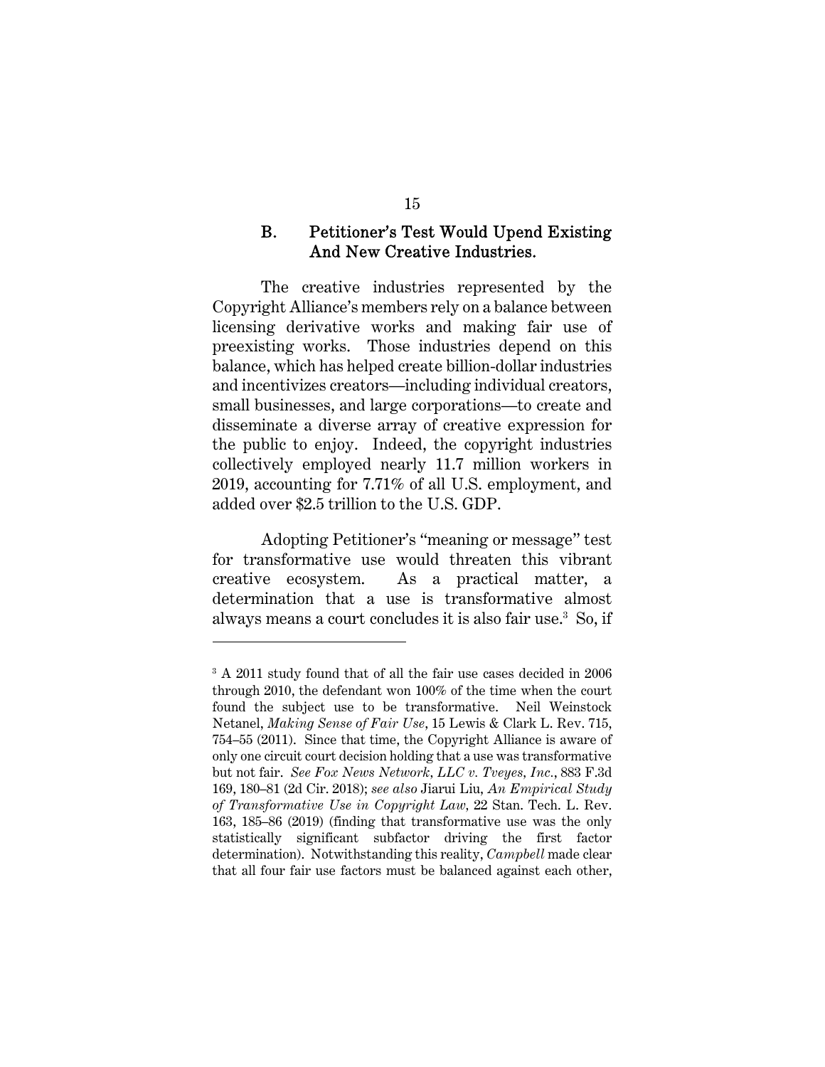### B. Petitioner's Test Would Upend Existing And New Creative Industries.

The creative industries represented by the Copyright Alliance's members rely on a balance between licensing derivative works and making fair use of preexisting works. Those industries depend on this balance, which has helped create billion-dollar industries and incentivizes creators—including individual creators, small businesses, and large corporations—to create and disseminate a diverse array of creative expression for the public to enjoy. Indeed, the copyright industries collectively employed nearly 11.7 million workers in 2019, accounting for 7.71% of all U.S. employment, and added over $2.5 trillion to the U.S. GDP.

Adopting Petitioner's "meaning or message" test for transformative use would threaten this vibrant creative ecosystem. As a practical matter, a determination that a use is transformative almost always means a court concludes it is also fair use.[3] So, if

---

[3] A 2011 study found that of all the fair use cases decided in 2006 through 2010, the defendant won 100% of the time when the court found the subject use to be transformative. Neil Weinstock Netanel, *Making Sense of Fair Use*, 15 Lewis & Clark L. Rev. 715, 754–55 (2011). Since that time, the Copyright Alliance is aware of only one circuit court decision holding that a use was transformative but not fair. *See Fox News Network, LLC v. Tveyes, Inc.*, 883 F.3d 169, 180–81 (2d Cir. 2018); *see also* Jiarui Liu, *An Empirical Study of Transformative Use in Copyright Law*, 22 Stan. Tech. L. Rev. 163, 185–86 (2019) (finding that transformative use was the only statistically significant subfactor driving the first factor determination). Notwithstanding this reality, *Campbell* made clear that all four fair use factors must be balanced against each other,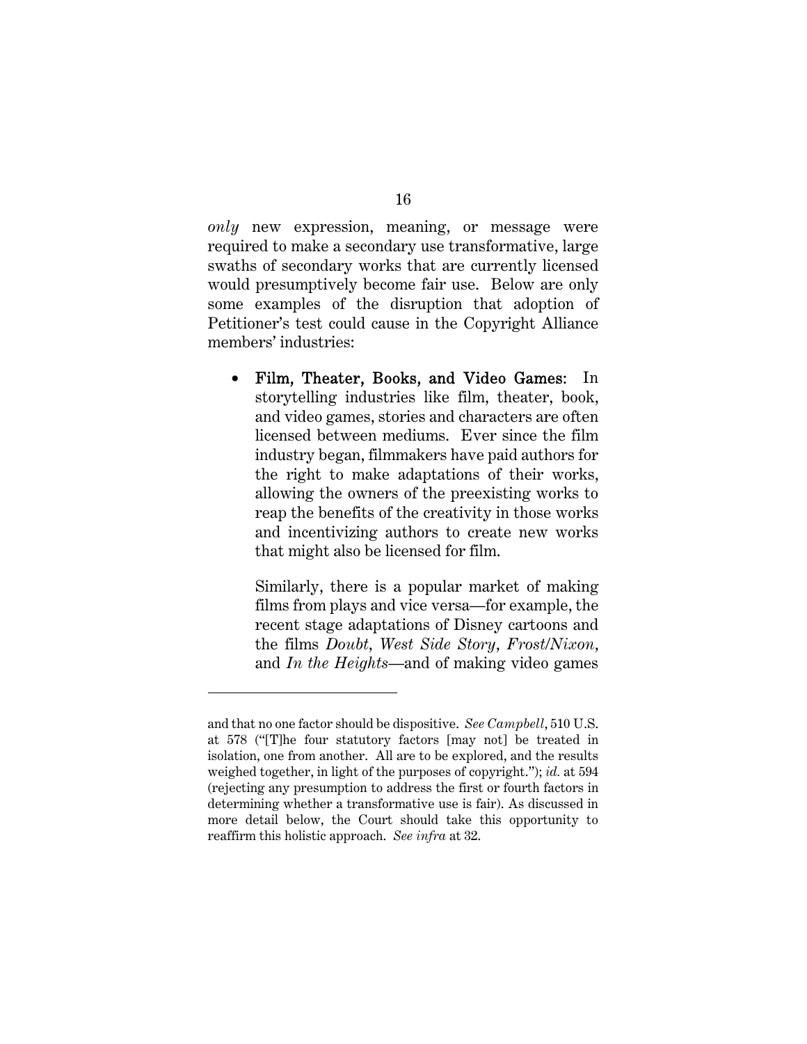*only* new expression, meaning, or message were required to make a secondary use transformative, large swaths of secondary works that are currently licensed would presumptively become fair use. Below are only some examples of the disruption that adoption of Petitioner's test could cause in the Copyright Alliance members' industries:

- **Film, Theater, Books, and Video Games:** In storytelling industries like film, theater, book, and video games, stories and characters are often licensed between mediums. Ever since the film industry began, filmmakers have paid authors for the right to make adaptations of their works, allowing the owners of the preexisting works to reap the benefits of the creativity in those works and incentivizing authors to create new works that might also be licensed for film.

  Similarly, there is a popular market of making films from plays and vice versa—for example, the recent stage adaptations of Disney cartoons and the films *Doubt*, *West Side Story*, *Frost/Nixon*, and *In the Heights*—and of making video games

---

and that no one factor should be dispositive. *See Campbell*, 510 U.S. at 578 ("[T]he four statutory factors [may not] be treated in isolation, one from another. All are to be explored, and the results weighed together, in light of the purposes of copyright."); *id.* at 594 (rejecting any presumption to address the first or fourth factors in determining whether a transformative use is fair). As discussed in more detail below, the Court should take this opportunity to reaffirm this holistic approach. *See infra* at 32.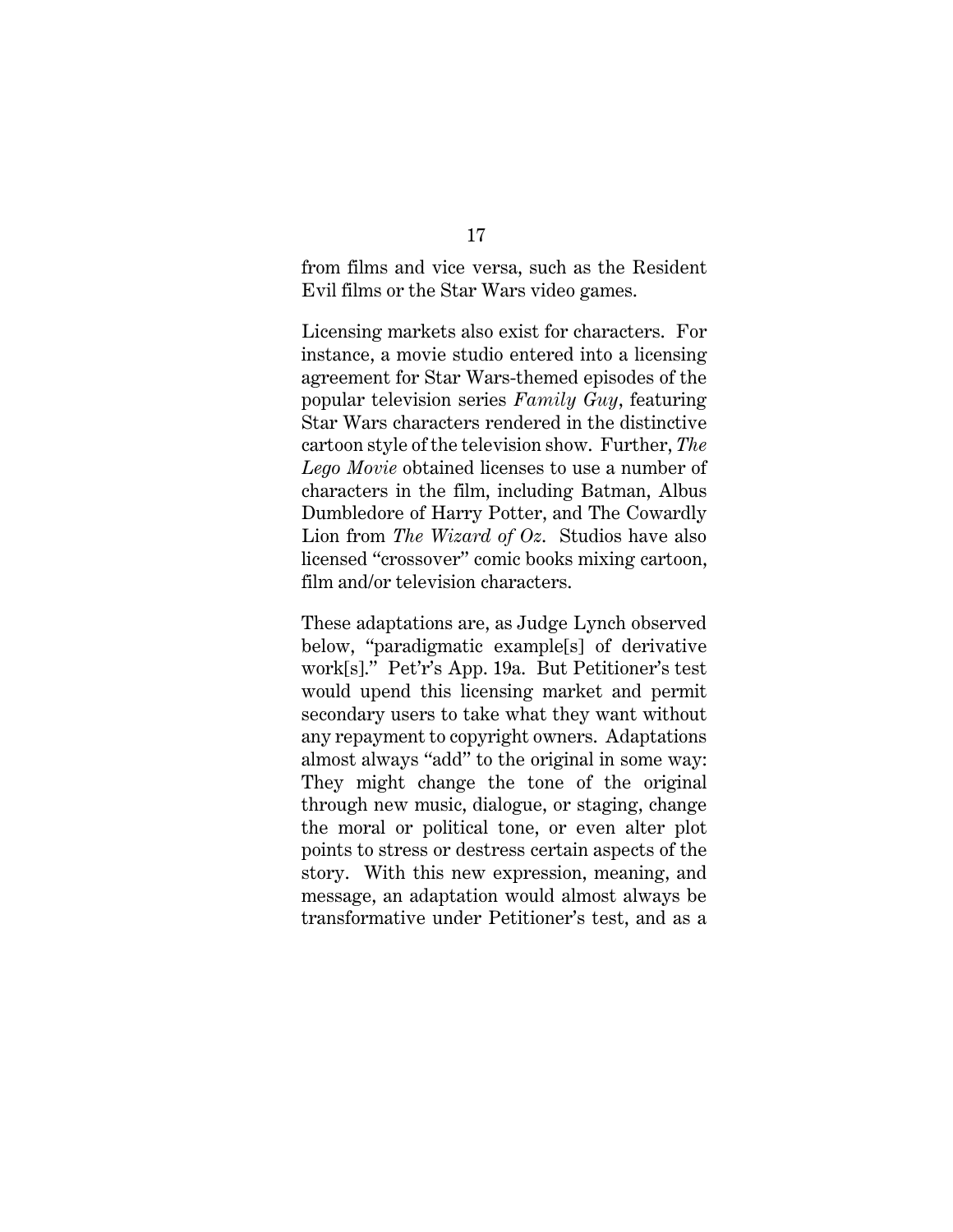from films and vice versa, such as the Resident Evil films or the Star Wars video games.

Licensing markets also exist for characters. For instance, a movie studio entered into a licensing agreement for Star Wars-themed episodes of the popular television series *Family Guy*, featuring Star Wars characters rendered in the distinctive cartoon style of the television show. Further, *The Lego Movie* obtained licenses to use a number of characters in the film, including Batman, Albus Dumbledore of Harry Potter, and The Cowardly Lion from *The Wizard of Oz*. Studios have also licensed "crossover" comic books mixing cartoon, film and/or television characters.

These adaptations are, as Judge Lynch observed below, "paradigmatic example[s] of derivative work[s]." Pet'r's App. 19a. But Petitioner's test would upend this licensing market and permit secondary users to take what they want without any repayment to copyright owners. Adaptations almost always "add" to the original in some way: They might change the tone of the original through new music, dialogue, or staging, change the moral or political tone, or even alter plot points to stress or destress certain aspects of the story. With this new expression, meaning, and message, an adaptation would almost always be transformative under Petitioner's test, and as a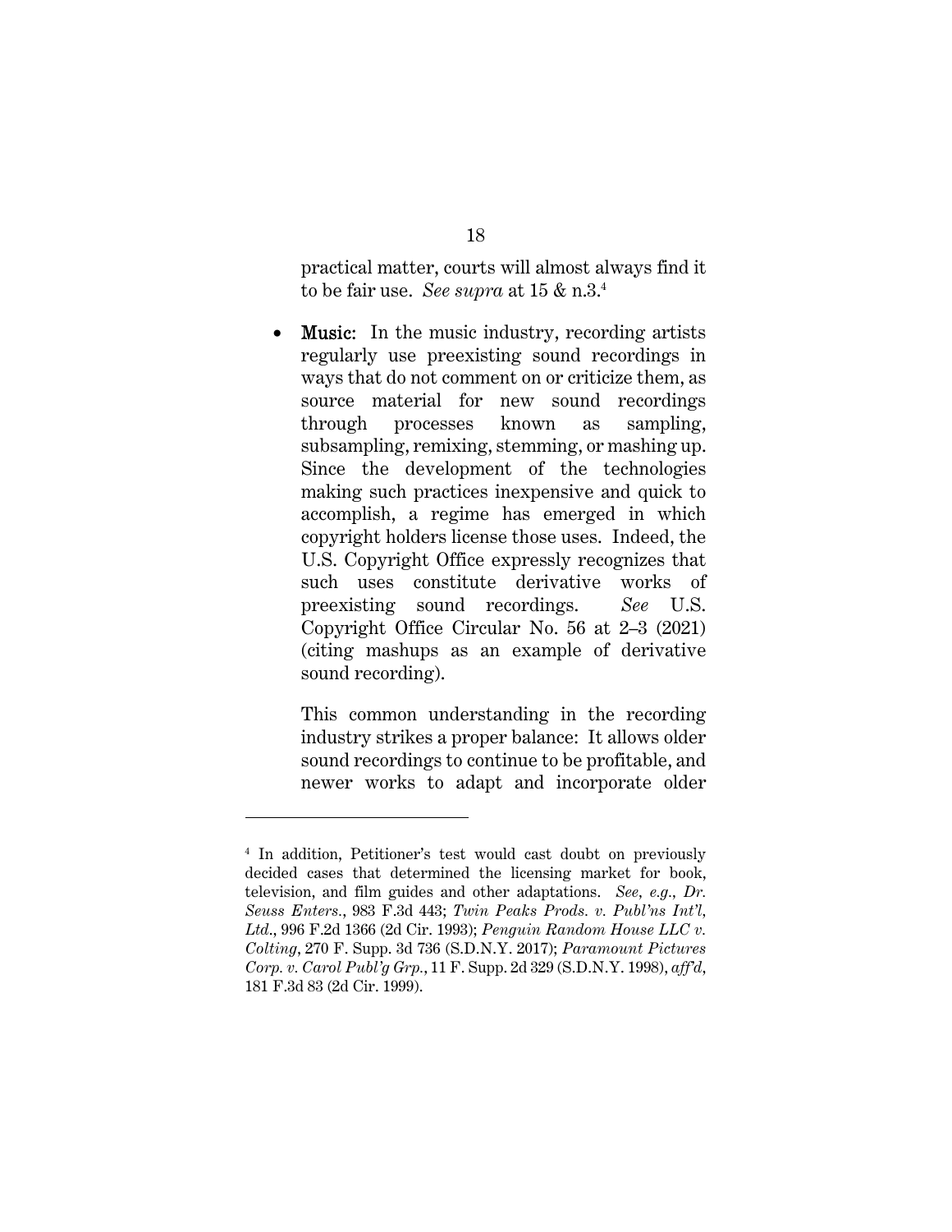practical matter, courts will almost always find it to be fair use. *See supra* at 15 & n.3.[4]

- **Music**: In the music industry, recording artists regularly use preexisting sound recordings in ways that do not comment on or criticize them, as source material for new sound recordings through processes known as sampling, subsampling, remixing, stemming, or mashing up. Since the development of the technologies making such practices inexpensive and quick to accomplish, a regime has emerged in which copyright holders license those uses. Indeed, the U.S. Copyright Office expressly recognizes that such uses constitute derivative works of preexisting sound recordings. *See* U.S. Copyright Office Circular No. 56 at 2–3 (2021) (citing mashups as an example of derivative sound recording).

  This common understanding in the recording industry strikes a proper balance: It allows older sound recordings to continue to be profitable, and newer works to adapt and incorporate older

---

[4] In addition, Petitioner's test would cast doubt on previously decided cases that determined the licensing market for book, television, and film guides and other adaptations. *See, e.g.*, *Dr. Seuss Enters.*, 983 F.3d 443; *Twin Peaks Prods. v. Publ'ns Int'l, Ltd.*, 996 F.2d 1366 (2d Cir. 1993); *Penguin Random House LLC v. Colting*, 270 F. Supp. 3d 736 (S.D.N.Y. 2017); *Paramount Pictures Corp. v. Carol Publ'g Grp.*, 11 F. Supp. 2d 329 (S.D.N.Y. 1998), *aff'd*, 181 F.3d 83 (2d Cir. 1999).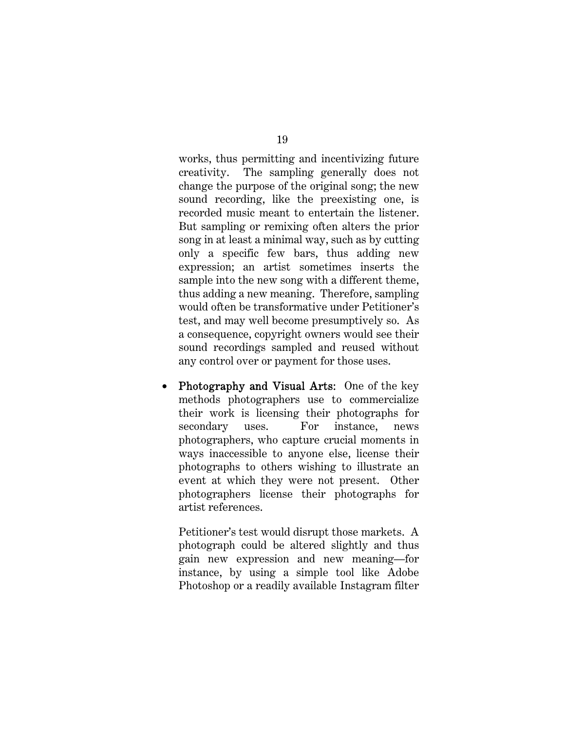works, thus permitting and incentivizing future creativity. The sampling generally does not change the purpose of the original song; the new sound recording, like the preexisting one, is recorded music meant to entertain the listener. But sampling or remixing often alters the prior song in at least a minimal way, such as by cutting only a specific few bars, thus adding new expression; an artist sometimes inserts the sample into the new song with a different theme, thus adding a new meaning. Therefore, sampling would often be transformative under Petitioner's test, and may well become presumptively so. As a consequence, copyright owners would see their sound recordings sampled and reused without any control over or payment for those uses.

- **Photography and Visual Arts**: One of the key methods photographers use to commercialize their work is licensing their photographs for secondary uses. For instance, news photographers, who capture crucial moments in ways inaccessible to anyone else, license their photographs to others wishing to illustrate an event at which they were not present. Other photographers license their photographs for artist references.

  Petitioner's test would disrupt those markets. A photograph could be altered slightly and thus gain new expression and new meaning—for instance, by using a simple tool like Adobe Photoshop or a readily available Instagram filter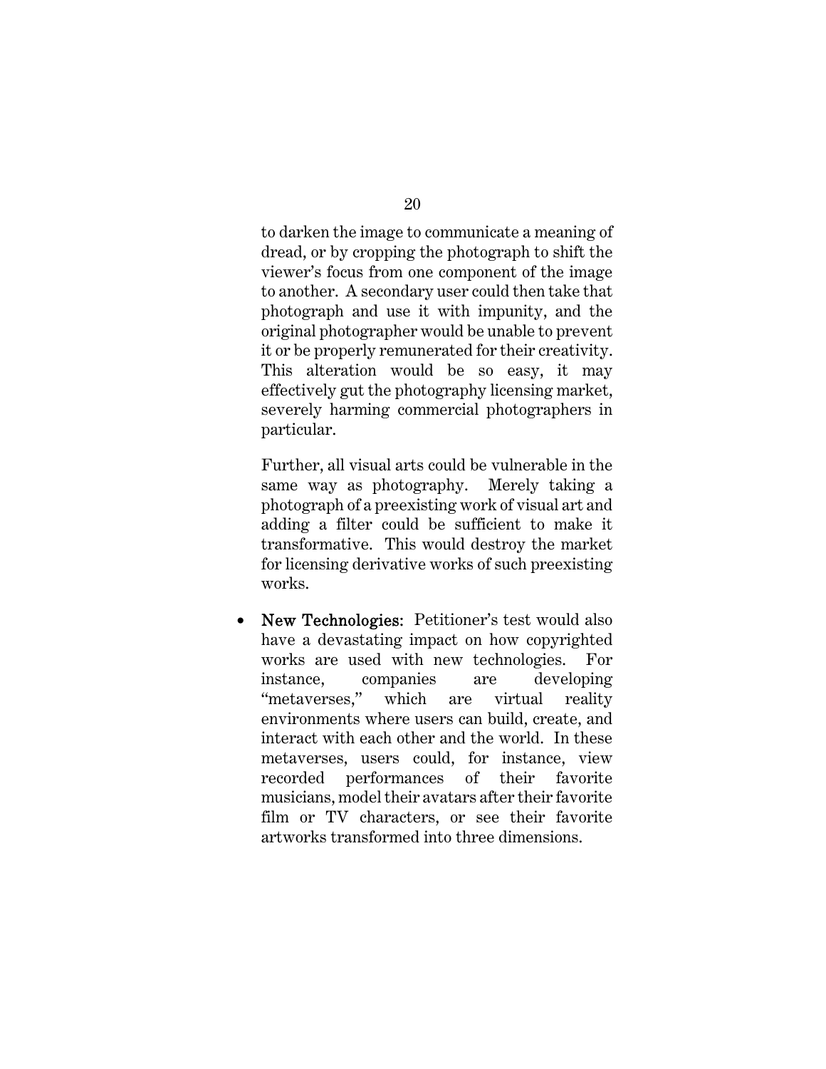to darken the image to communicate a meaning of dread, or by cropping the photograph to shift the viewer's focus from one component of the image to another. A secondary user could then take that photograph and use it with impunity, and the original photographer would be unable to prevent it or be properly remunerated for their creativity. This alteration would be so easy, it may effectively gut the photography licensing market, severely harming commercial photographers in particular.

Further, all visual arts could be vulnerable in the same way as photography. Merely taking a photograph of a preexisting work of visual art and adding a filter could be sufficient to make it transformative. This would destroy the market for licensing derivative works of such preexisting works.

- New Technologies: Petitioner's test would also have a devastating impact on how copyrighted works are used with new technologies. For instance, companies are developing "metaverses," which are virtual reality environments where users can build, create, and interact with each other and the world. In these metaverses, users could, for instance, view recorded performances of their favorite musicians, model their avatars after their favorite film or TV characters, or see their favorite artworks transformed into three dimensions.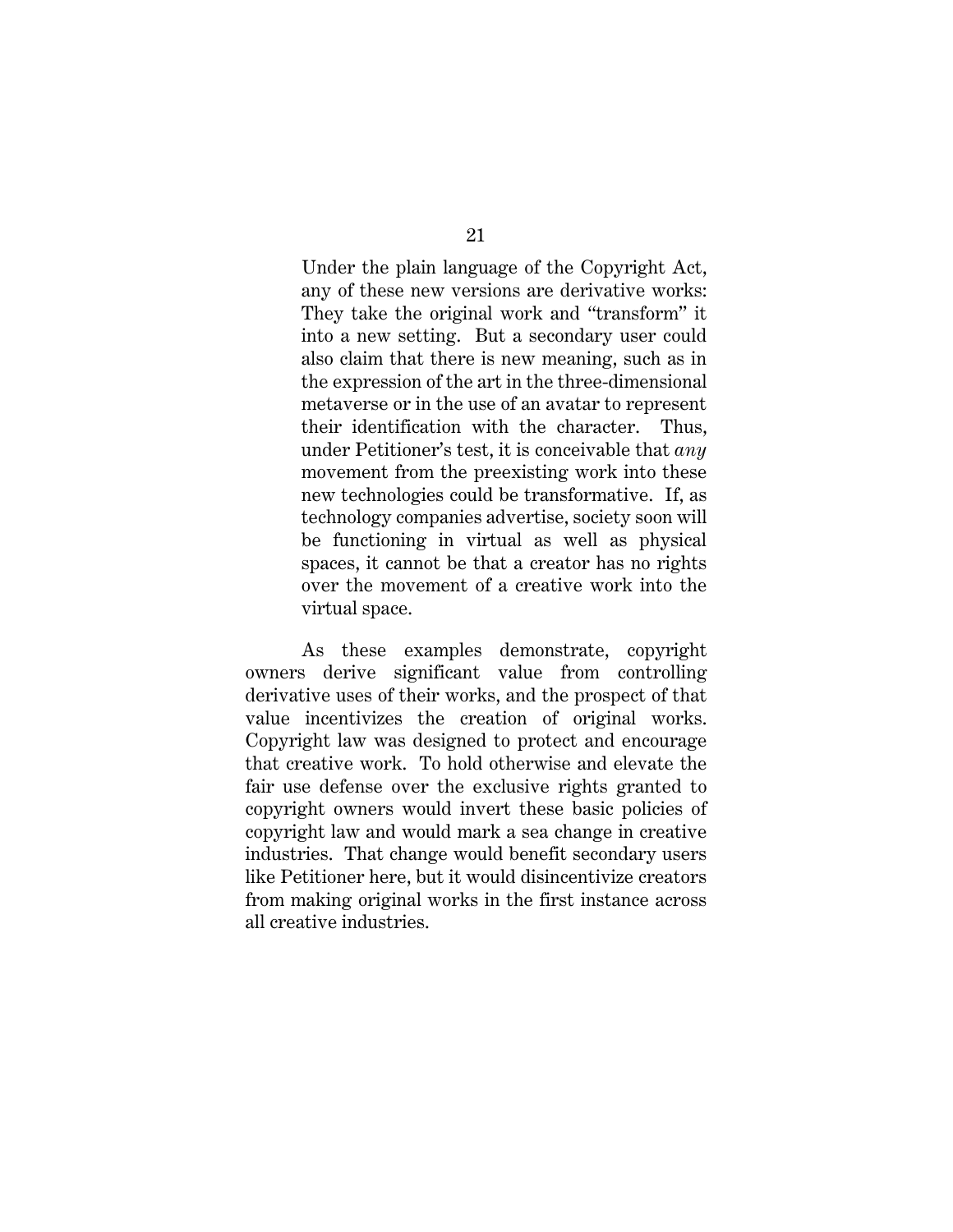> Under the plain language of the Copyright Act, any of these new versions are derivative works: They take the original work and "transform" it into a new setting. But a secondary user could also claim that there is new meaning, such as in the expression of the art in the three-dimensional metaverse or in the use of an avatar to represent their identification with the character. Thus, under Petitioner's test, it is conceivable that *any* movement from the preexisting work into these new technologies could be transformative. If, as technology companies advertise, society soon will be functioning in virtual as well as physical spaces, it cannot be that a creator has no rights over the movement of a creative work into the virtual space.

As these examples demonstrate, copyright owners derive significant value from controlling derivative uses of their works, and the prospect of that value incentivizes the creation of original works. Copyright law was designed to protect and encourage that creative work. To hold otherwise and elevate the fair use defense over the exclusive rights granted to copyright owners would invert these basic policies of copyright law and would mark a sea change in creative industries. That change would benefit secondary users like Petitioner here, but it would disincentivize creators from making original works in the first instance across all creative industries.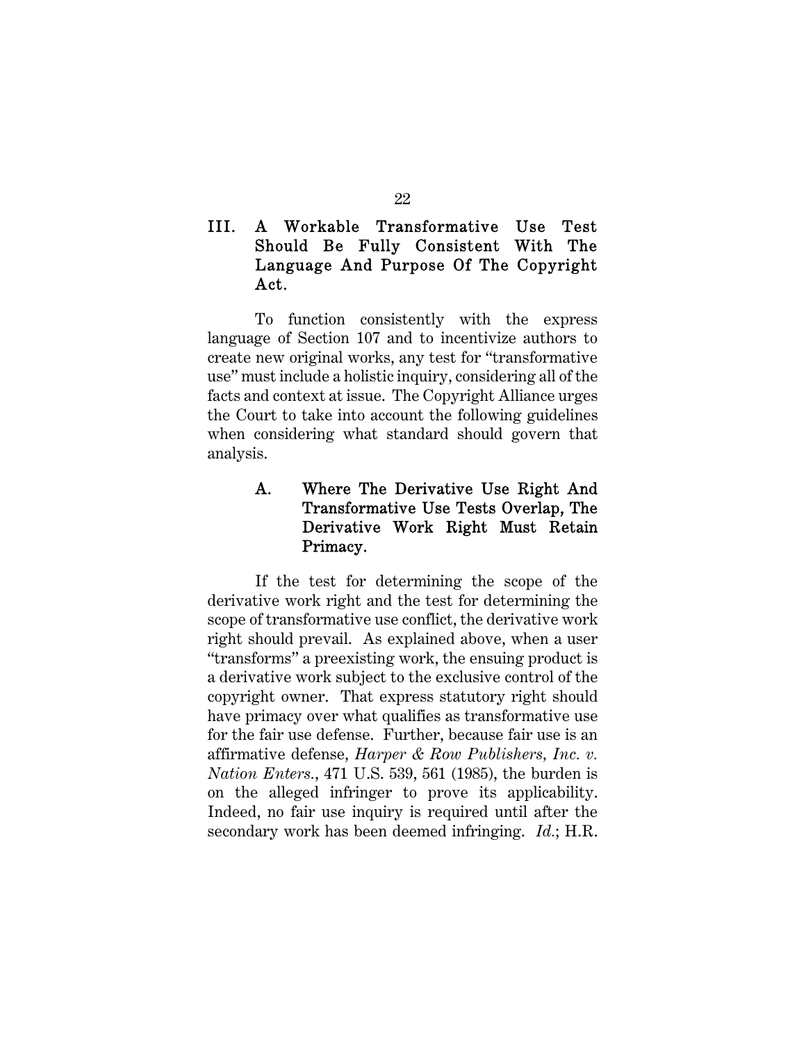## III. A Workable Transformative Use Test Should Be Fully Consistent With The Language And Purpose Of The Copyright Act.

To function consistently with the express language of Section 107 and to incentivize authors to create new original works, any test for "transformative use" must include a holistic inquiry, considering all of the facts and context at issue. The Copyright Alliance urges the Court to take into account the following guidelines when considering what standard should govern that analysis.

### A. Where The Derivative Use Right And Transformative Use Tests Overlap, The Derivative Work Right Must Retain Primacy.

If the test for determining the scope of the derivative work right and the test for determining the scope of transformative use conflict, the derivative work right should prevail. As explained above, when a user "transforms" a preexisting work, the ensuing product is a derivative work subject to the exclusive control of the copyright owner. That express statutory right should have primacy over what qualifies as transformative use for the fair use defense. Further, because fair use is an affirmative defense, *Harper & Row Publishers, Inc. v. Nation Enters.*, 471 U.S. 539, 561 (1985), the burden is on the alleged infringer to prove its applicability. Indeed, no fair use inquiry is required until after the secondary work has been deemed infringing. *Id.*; H.R.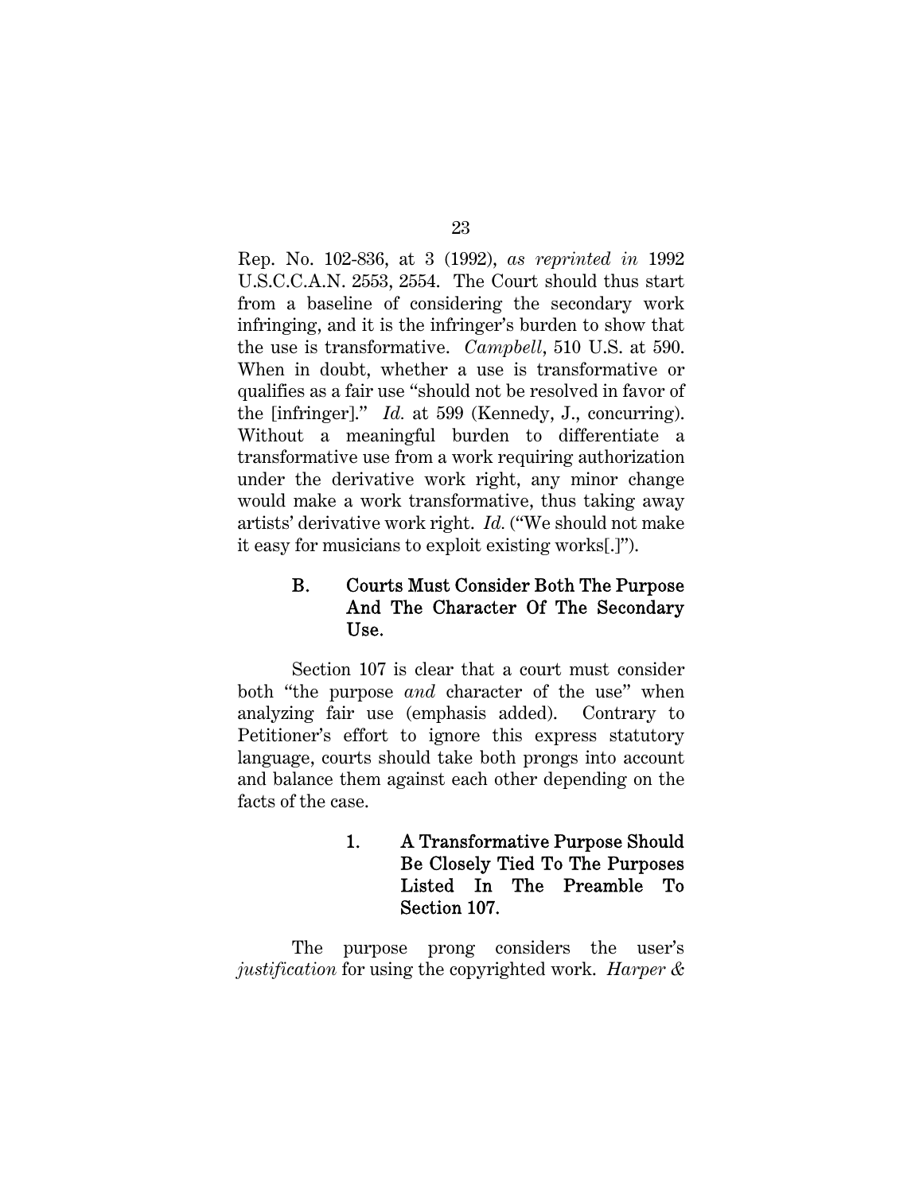Rep. No. 102-836, at 3 (1992), *as reprinted in* 1992 U.S.C.C.A.N. 2553, 2554. The Court should thus start from a baseline of considering the secondary work infringing, and it is the infringer's burden to show that the use is transformative. *Campbell*, 510 U.S. at 590. When in doubt, whether a use is transformative or qualifies as a fair use "should not be resolved in favor of the [infringer]." *Id.* at 599 (Kennedy, J., concurring). Without a meaningful burden to differentiate a transformative use from a work requiring authorization under the derivative work right, any minor change would make a work transformative, thus taking away artists' derivative work right. *Id.* ("We should not make it easy for musicians to exploit existing works[.]").

### B. Courts Must Consider Both The Purpose And The Character Of The Secondary Use.

Section 107 is clear that a court must consider both "the purpose *and* character of the use" when analyzing fair use (emphasis added). Contrary to Petitioner's effort to ignore this express statutory language, courts should take both prongs into account and balance them against each other depending on the facts of the case.

#### 1. A Transformative Purpose Should Be Closely Tied To The Purposes Listed In The Preamble To Section 107.

The purpose prong considers the user's *justification* for using the copyrighted work. *Harper &*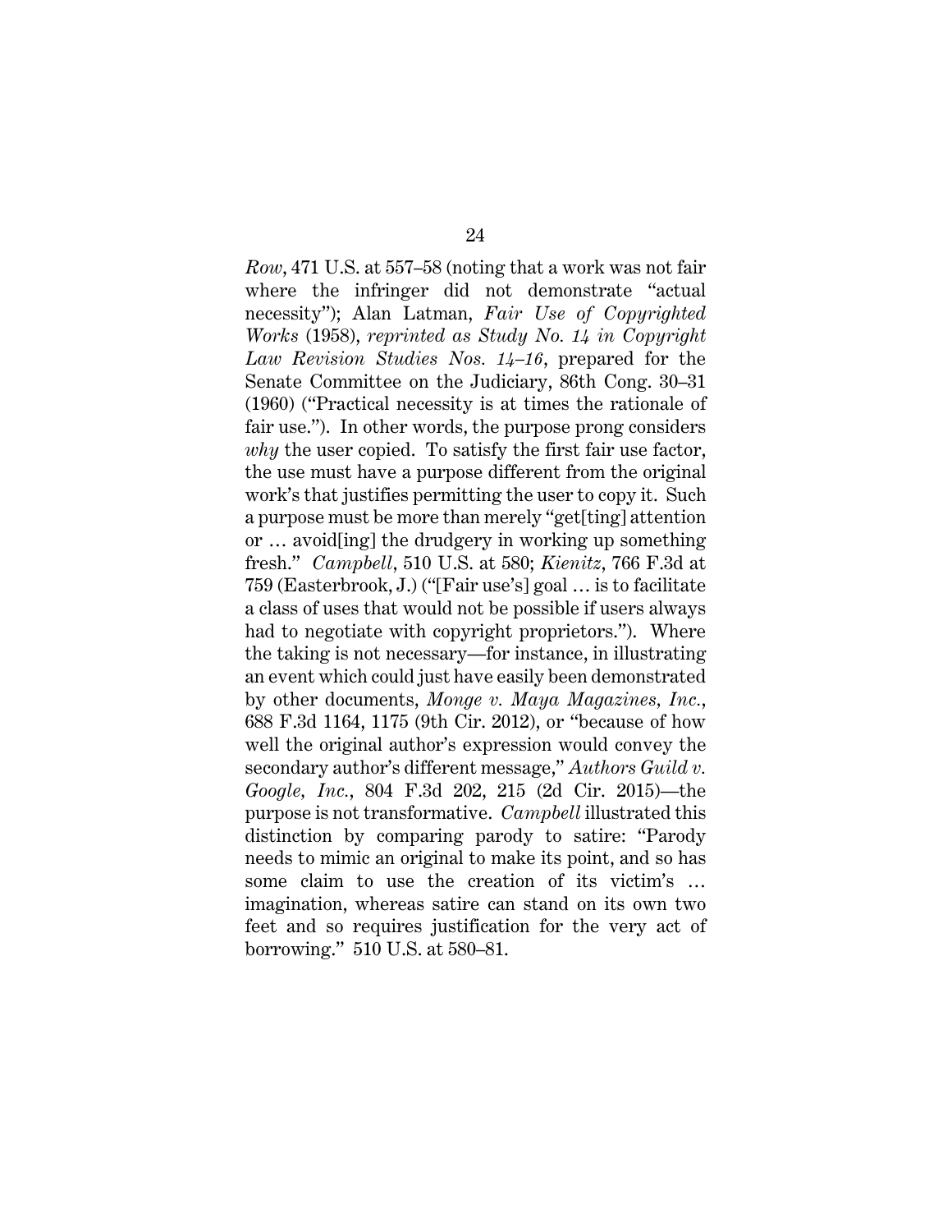*Row*, 471 U.S. at 557–58 (noting that a work was not fair where the infringer did not demonstrate "actual necessity"); Alan Latman, *Fair Use of Copyrighted Works* (1958), *reprinted as Study No. 14 in Copyright Law Revision Studies Nos. 14–16*, prepared for the Senate Committee on the Judiciary, 86th Cong. 30–31 (1960) ("Practical necessity is at times the rationale of fair use."). In other words, the purpose prong considers *why* the user copied. To satisfy the first fair use factor, the use must have a purpose different from the original work's that justifies permitting the user to copy it. Such a purpose must be more than merely "get[ting] attention or … avoid[ing] the drudgery in working up something fresh." *Campbell*, 510 U.S. at 580; *Kienitz*, 766 F.3d at 759 (Easterbrook, J.) ("[Fair use's] goal … is to facilitate a class of uses that would not be possible if users always had to negotiate with copyright proprietors."). Where the taking is not necessary—for instance, in illustrating an event which could just have easily been demonstrated by other documents, *Monge v. Maya Magazines, Inc.*, 688 F.3d 1164, 1175 (9th Cir. 2012), or "because of how well the original author's expression would convey the secondary author's different message," *Authors Guild v. Google, Inc.*, 804 F.3d 202, 215 (2d Cir. 2015)—the purpose is not transformative. *Campbell* illustrated this distinction by comparing parody to satire: "Parody needs to mimic an original to make its point, and so has some claim to use the creation of its victim's … imagination, whereas satire can stand on its own two feet and so requires justification for the very act of borrowing." 510 U.S. at 580–81.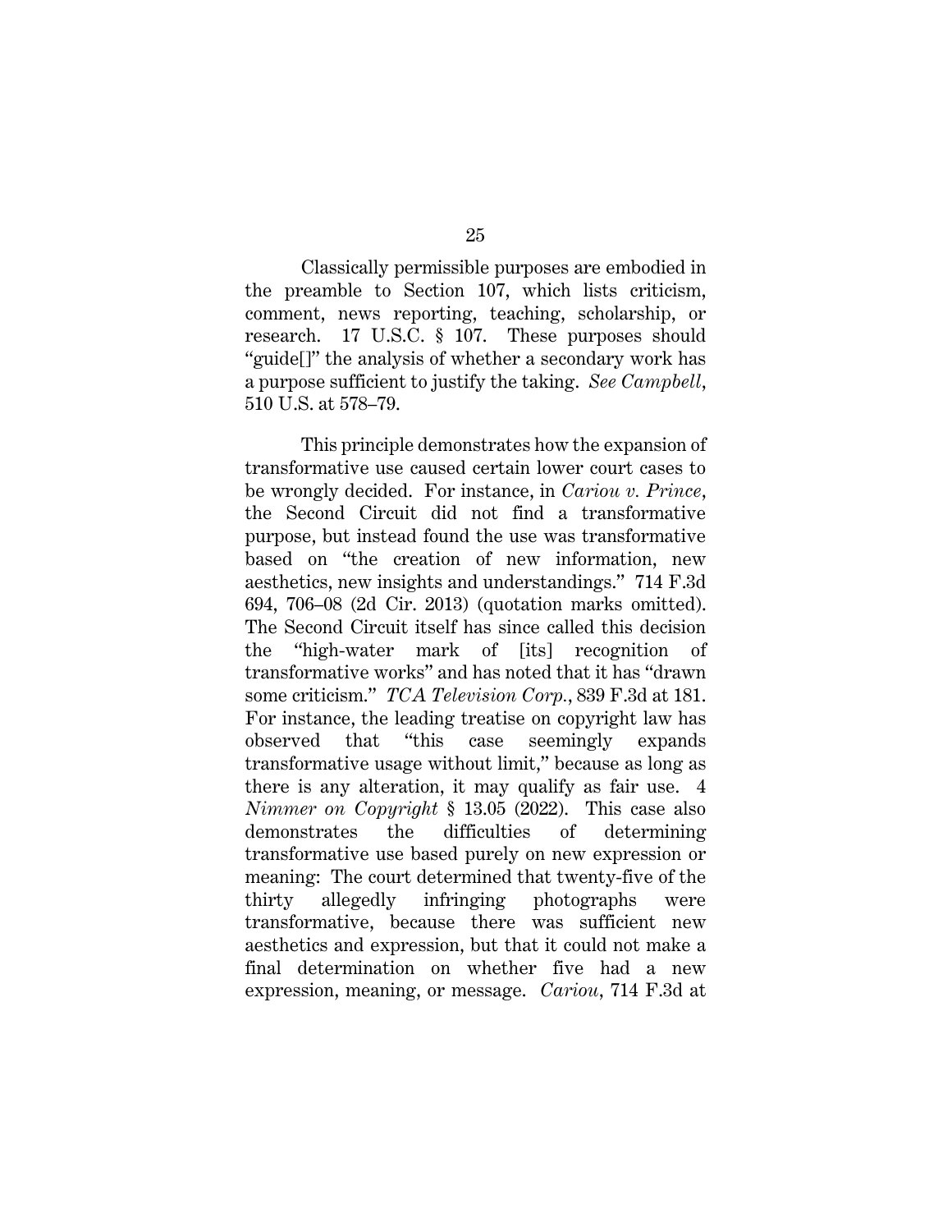Classically permissible purposes are embodied in the preamble to Section 107, which lists criticism, comment, news reporting, teaching, scholarship, or research. 17 U.S.C. § 107. These purposes should "guide[]" the analysis of whether a secondary work has a purpose sufficient to justify the taking. *See Campbell*, 510 U.S. at 578–79.

This principle demonstrates how the expansion of transformative use caused certain lower court cases to be wrongly decided. For instance, in *Cariou v. Prince*, the Second Circuit did not find a transformative purpose, but instead found the use was transformative based on "the creation of new information, new aesthetics, new insights and understandings." 714 F.3d 694, 706–08 (2d Cir. 2013) (quotation marks omitted). The Second Circuit itself has since called this decision the "high-water mark of [its] recognition of transformative works" and has noted that it has "drawn some criticism." *TCA Television Corp.*, 839 F.3d at 181. For instance, the leading treatise on copyright law has observed that "this case seemingly expands transformative usage without limit," because as long as there is any alteration, it may qualify as fair use. 4 *Nimmer on Copyright* § 13.05 (2022). This case also demonstrates the difficulties of determining transformative use based purely on new expression or meaning: The court determined that twenty-five of the thirty allegedly infringing photographs were transformative, because there was sufficient new aesthetics and expression, but that it could not make a final determination on whether five had a new expression, meaning, or message. *Cariou*, 714 F.3d at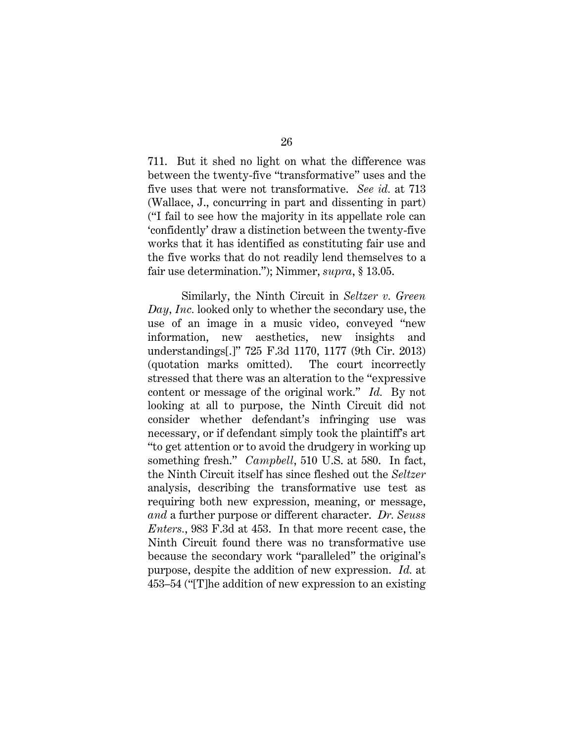711. But it shed no light on what the difference was between the twenty-five "transformative" uses and the five uses that were not transformative. *See id.* at 713 (Wallace, J., concurring in part and dissenting in part) ("I fail to see how the majority in its appellate role can 'confidently' draw a distinction between the twenty-five works that it has identified as constituting fair use and the five works that do not readily lend themselves to a fair use determination."); Nimmer, *supra*, § 13.05.

Similarly, the Ninth Circuit in *Seltzer v. Green Day, Inc.* looked only to whether the secondary use, the use of an image in a music video, conveyed "new information, new aesthetics, new insights and understandings[.]" 725 F.3d 1170, 1177 (9th Cir. 2013) (quotation marks omitted). The court incorrectly stressed that there was an alteration to the "expressive content or message of the original work." *Id.* By not looking at all to purpose, the Ninth Circuit did not consider whether defendant's infringing use was necessary, or if defendant simply took the plaintiff's art "to get attention or to avoid the drudgery in working up something fresh." *Campbell*, 510 U.S. at 580. In fact, the Ninth Circuit itself has since fleshed out the *Seltzer* analysis, describing the transformative use test as requiring both new expression, meaning, or message, *and* a further purpose or different character. *Dr. Seuss Enters.*, 983 F.3d at 453. In that more recent case, the Ninth Circuit found there was no transformative use because the secondary work "paralleled" the original's purpose, despite the addition of new expression. *Id.* at 453–54 ("[T]he addition of new expression to an existing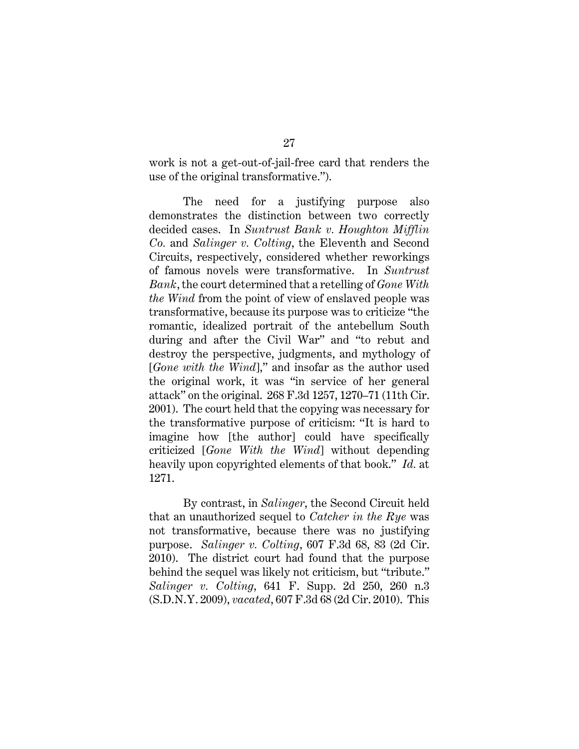work is not a get-out-of-jail-free card that renders the use of the original transformative.").

The need for a justifying purpose also demonstrates the distinction between two correctly decided cases. In *Suntrust Bank v. Houghton Mifflin Co.* and *Salinger v. Colting*, the Eleventh and Second Circuits, respectively, considered whether reworkings of famous novels were transformative. In *Suntrust Bank*, the court determined that a retelling of *Gone With the Wind* from the point of view of enslaved people was transformative, because its purpose was to criticize "the romantic, idealized portrait of the antebellum South during and after the Civil War" and "to rebut and destroy the perspective, judgments, and mythology of [*Gone with the Wind*]," and insofar as the author used the original work, it was "in service of her general attack" on the original. 268 F.3d 1257, 1270–71 (11th Cir. 2001). The court held that the copying was necessary for the transformative purpose of criticism: "It is hard to imagine how [the author] could have specifically criticized [*Gone With the Wind*] without depending heavily upon copyrighted elements of that book." *Id.* at 1271.

By contrast, in *Salinger*, the Second Circuit held that an unauthorized sequel to *Catcher in the Rye* was not transformative, because there was no justifying purpose. *Salinger v. Colting*, 607 F.3d 68, 83 (2d Cir. 2010). The district court had found that the purpose behind the sequel was likely not criticism, but "tribute." *Salinger v. Colting*, 641 F. Supp. 2d 250, 260 n.3 (S.D.N.Y. 2009), *vacated*, 607 F.3d 68 (2d Cir. 2010). This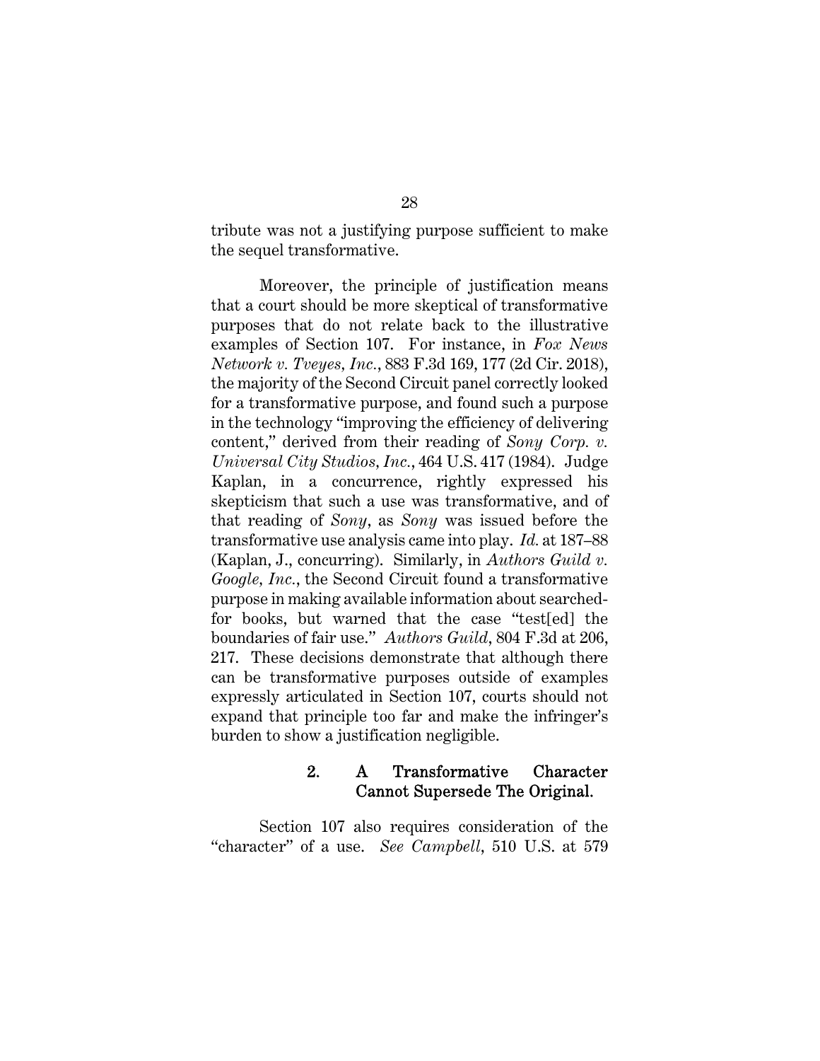tribute was not a justifying purpose sufficient to make the sequel transformative.

Moreover, the principle of justification means that a court should be more skeptical of transformative purposes that do not relate back to the illustrative examples of Section 107. For instance, in *Fox News Network v. Tveyes, Inc.*, 883 F.3d 169, 177 (2d Cir. 2018), the majority of the Second Circuit panel correctly looked for a transformative purpose, and found such a purpose in the technology "improving the efficiency of delivering content," derived from their reading of *Sony Corp. v. Universal City Studios, Inc.*, 464 U.S. 417 (1984). Judge Kaplan, in a concurrence, rightly expressed his skepticism that such a use was transformative, and of that reading of *Sony*, as *Sony* was issued before the transformative use analysis came into play. *Id.* at 187–88 (Kaplan, J., concurring). Similarly, in *Authors Guild v. Google, Inc.*, the Second Circuit found a transformative purpose in making available information about searched-for books, but warned that the case "test[ed] the boundaries of fair use." *Authors Guild*, 804 F.3d at 206, 217. These decisions demonstrate that although there can be transformative purposes outside of examples expressly articulated in Section 107, courts should not expand that principle too far and make the infringer's burden to show a justification negligible.

### 2. A Transformative Character Cannot Supersede The Original.

Section 107 also requires consideration of the "character" of a use. *See Campbell*, 510 U.S. at 579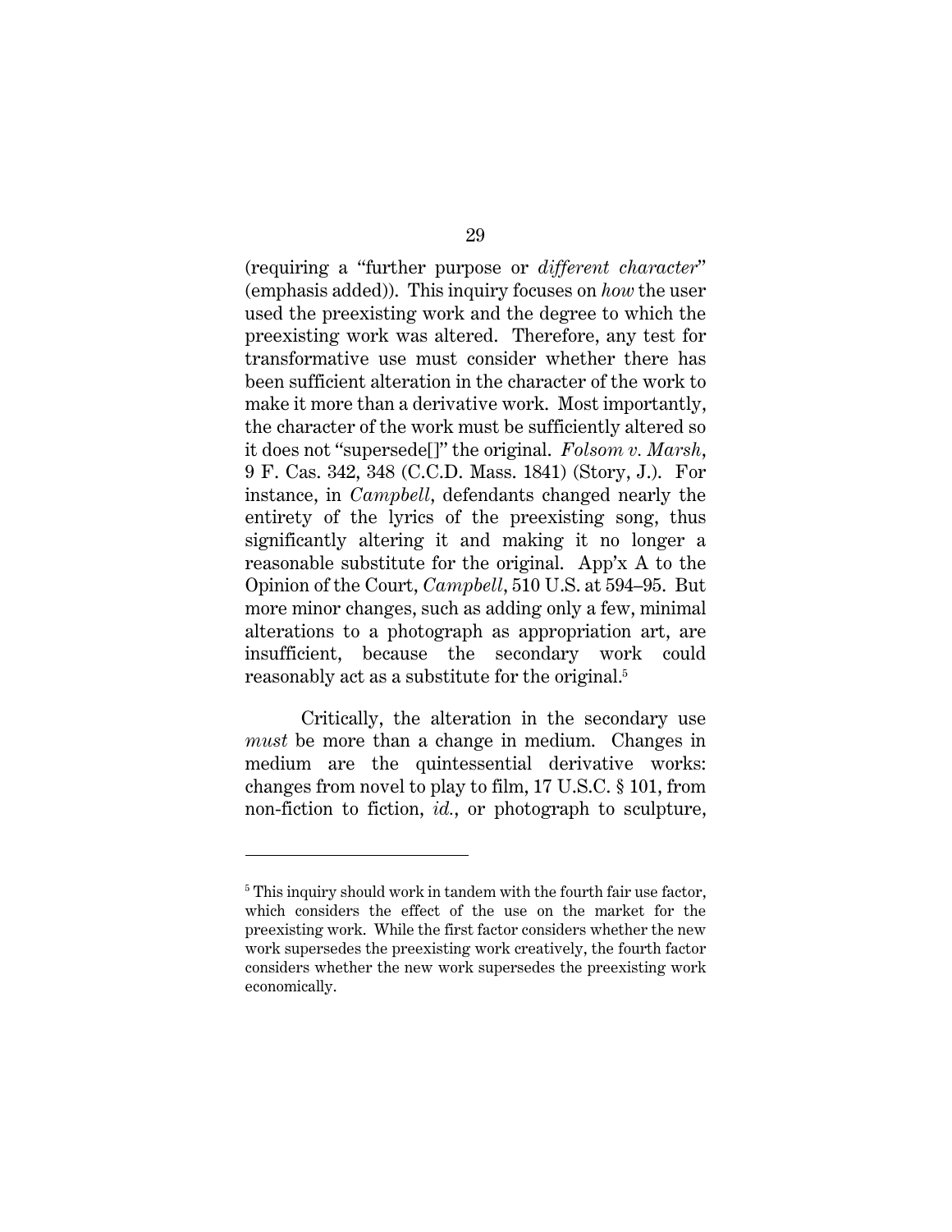(requiring a "further purpose or *different character*" (emphasis added)). This inquiry focuses on *how* the user used the preexisting work and the degree to which the preexisting work was altered. Therefore, any test for transformative use must consider whether there has been sufficient alteration in the character of the work to make it more than a derivative work. Most importantly, the character of the work must be sufficiently altered so it does not "supersede[]" the original. *Folsom v. Marsh*, 9 F. Cas. 342, 348 (C.C.D. Mass. 1841) (Story, J.). For instance, in *Campbell*, defendants changed nearly the entirety of the lyrics of the preexisting song, thus significantly altering it and making it no longer a reasonable substitute for the original. App'x A to the Opinion of the Court, *Campbell*, 510 U.S. at 594–95. But more minor changes, such as adding only a few, minimal alterations to a photograph as appropriation art, are insufficient, because the secondary work could reasonably act as a substitute for the original.[5]

Critically, the alteration in the secondary use *must* be more than a change in medium. Changes in medium are the quintessential derivative works: changes from novel to play to film, 17 U.S.C. § 101, from non-fiction to fiction, *id.*, or photograph to sculpture,

---

[5] This inquiry should work in tandem with the fourth fair use factor, which considers the effect of the use on the market for the preexisting work. While the first factor considers whether the new work supersedes the preexisting work creatively, the fourth factor considers whether the new work supersedes the preexisting work economically.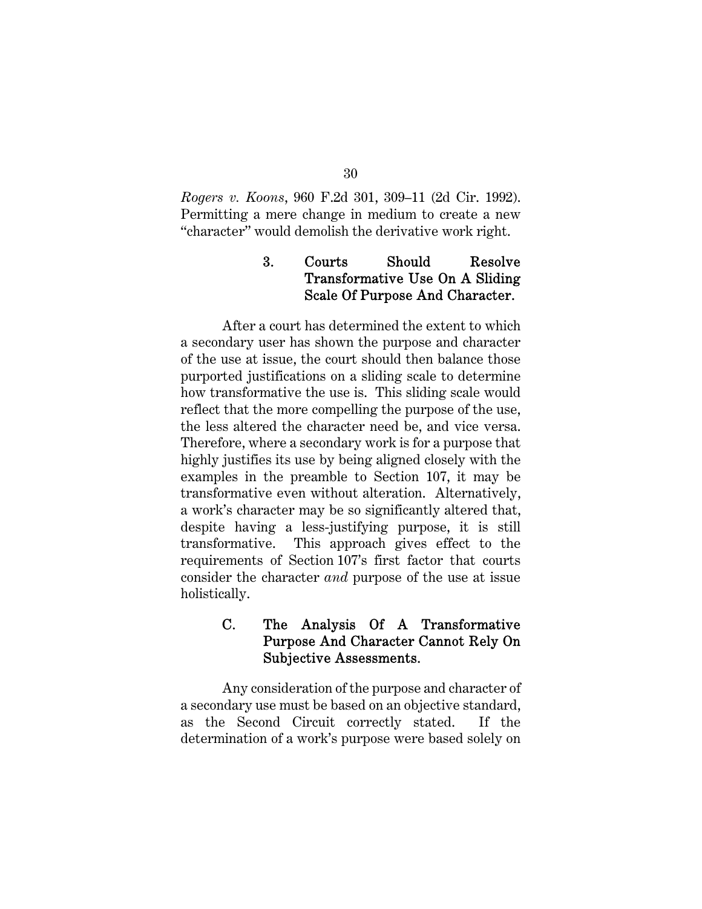*Rogers v. Koons*, 960 F.2d 301, 309–11 (2d Cir. 1992). Permitting a mere change in medium to create a new "character" would demolish the derivative work right.

#### 3. Courts Should Resolve Transformative Use On A Sliding Scale Of Purpose And Character.

After a court has determined the extent to which a secondary user has shown the purpose and character of the use at issue, the court should then balance those purported justifications on a sliding scale to determine how transformative the use is. This sliding scale would reflect that the more compelling the purpose of the use, the less altered the character need be, and vice versa. Therefore, where a secondary work is for a purpose that highly justifies its use by being aligned closely with the examples in the preamble to Section 107, it may be transformative even without alteration. Alternatively, a work's character may be so significantly altered that, despite having a less-justifying purpose, it is still transformative. This approach gives effect to the requirements of Section 107's first factor that courts consider the character *and* purpose of the use at issue holistically.

### C. The Analysis Of A Transformative Purpose And Character Cannot Rely On Subjective Assessments.

Any consideration of the purpose and character of a secondary use must be based on an objective standard, as the Second Circuit correctly stated. If the determination of a work's purpose were based solely on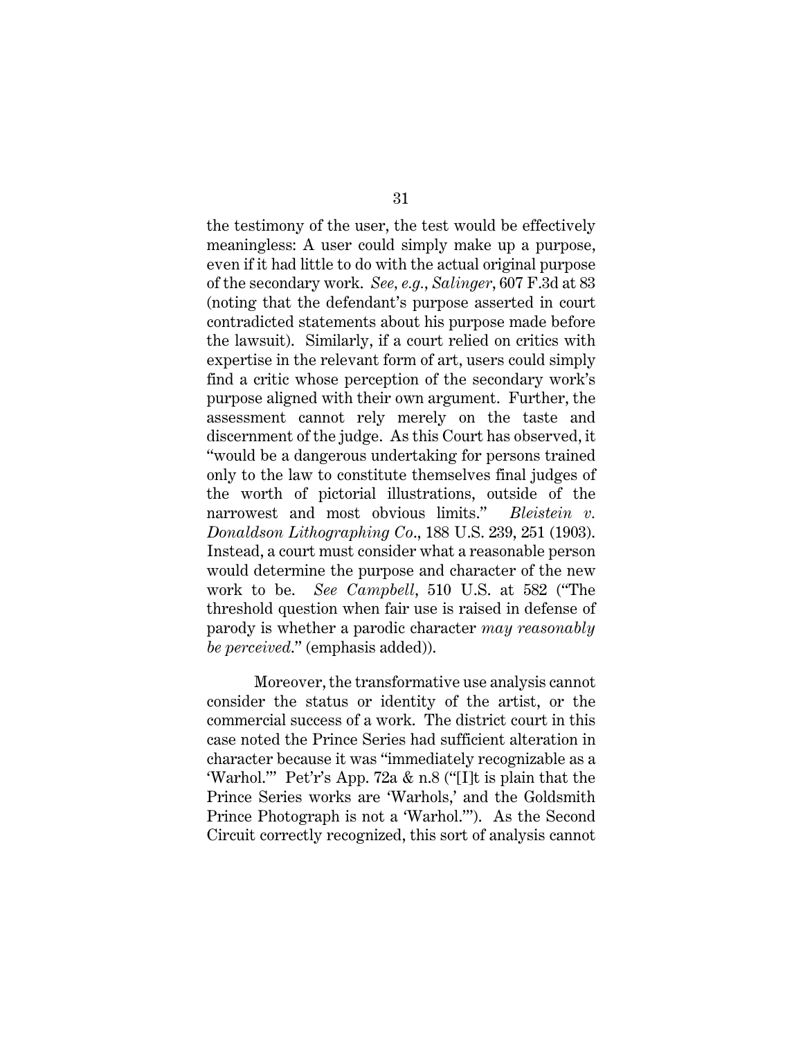the testimony of the user, the test would be effectively meaningless: A user could simply make up a purpose, even if it had little to do with the actual original purpose of the secondary work. *See, e.g.*, *Salinger*, 607 F.3d at 83 (noting that the defendant's purpose asserted in court contradicted statements about his purpose made before the lawsuit). Similarly, if a court relied on critics with expertise in the relevant form of art, users could simply find a critic whose perception of the secondary work's purpose aligned with their own argument. Further, the assessment cannot rely merely on the taste and discernment of the judge. As this Court has observed, it "would be a dangerous undertaking for persons trained only to the law to constitute themselves final judges of the worth of pictorial illustrations, outside of the narrowest and most obvious limits." *Bleistein v. Donaldson Lithographing Co*., 188 U.S. 239, 251 (1903). Instead, a court must consider what a reasonable person would determine the purpose and character of the new work to be. *See Campbell*, 510 U.S. at 582 ("The threshold question when fair use is raised in defense of parody is whether a parodic character *may reasonably be perceived*." (emphasis added)).

Moreover, the transformative use analysis cannot consider the status or identity of the artist, or the commercial success of a work. The district court in this case noted the Prince Series had sufficient alteration in character because it was "immediately recognizable as a 'Warhol.'" Pet'r's App. 72a & n.8 ("[I]t is plain that the Prince Series works are 'Warhols,' and the Goldsmith Prince Photograph is not a 'Warhol.'"). As the Second Circuit correctly recognized, this sort of analysis cannot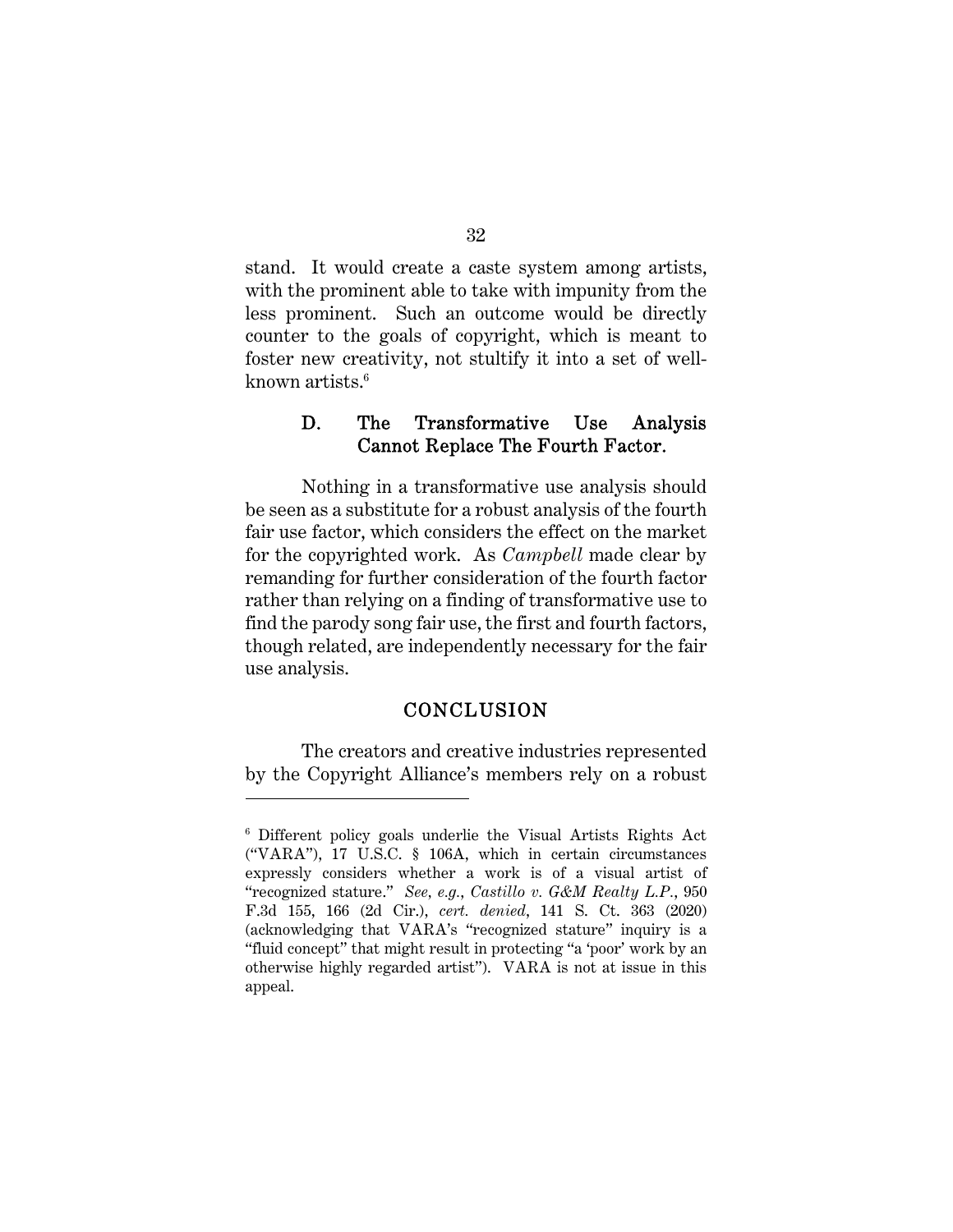stand. It would create a caste system among artists, with the prominent able to take with impunity from the less prominent. Such an outcome would be directly counter to the goals of copyright, which is meant to foster new creativity, not stultify it into a set of well-known artists.[6]

### D. The Transformative Use Analysis Cannot Replace The Fourth Factor.

Nothing in a transformative use analysis should be seen as a substitute for a robust analysis of the fourth fair use factor, which considers the effect on the market for the copyrighted work. As *Campbell* made clear by remanding for further consideration of the fourth factor rather than relying on a finding of transformative use to find the parody song fair use, the first and fourth factors, though related, are independently necessary for the fair use analysis.

## CONCLUSION

The creators and creative industries represented by the Copyright Alliance's members rely on a robust

---

[6] Different policy goals underlie the Visual Artists Rights Act ("VARA"), 17 U.S.C. § 106A, which in certain circumstances expressly considers whether a work is of a visual artist of "recognized stature." *See, e.g.*, *Castillo v. G&M Realty L.P.*, 950 F.3d 155, 166 (2d Cir.), *cert. denied*, 141 S. Ct. 363 (2020) (acknowledging that VARA's "recognized stature" inquiry is a "fluid concept" that might result in protecting "a 'poor' work by an otherwise highly regarded artist"). VARA is not at issue in this appeal.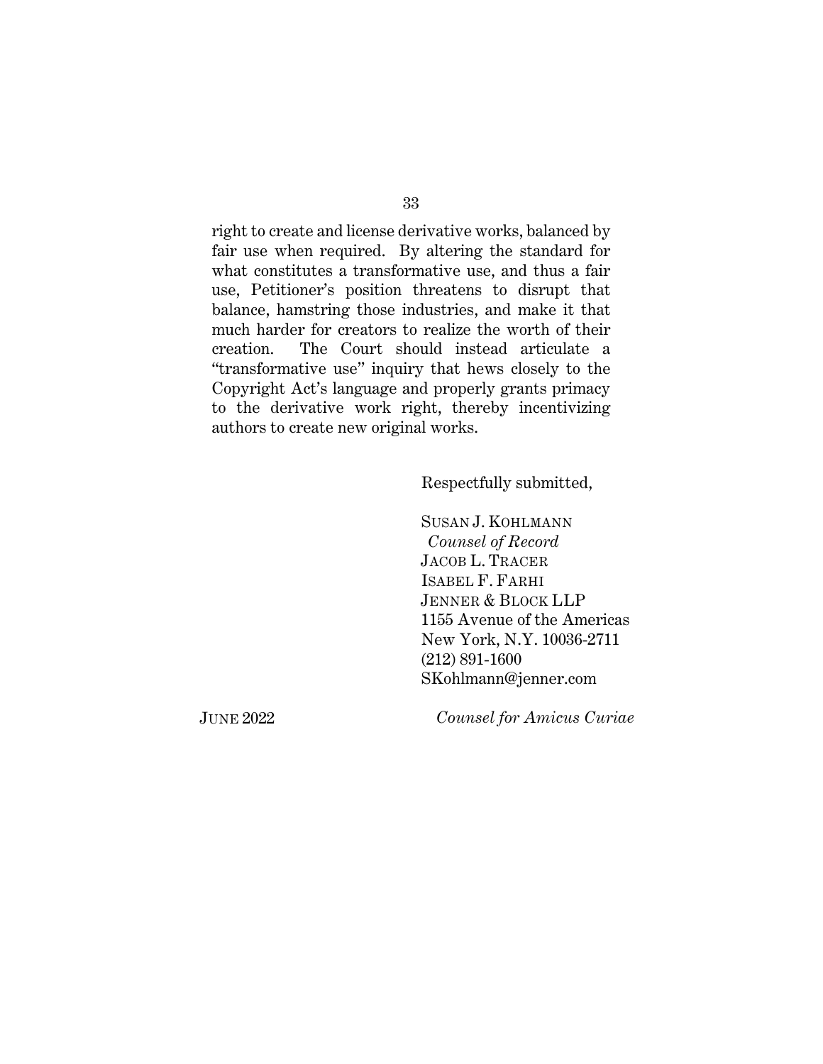right to create and license derivative works, balanced by fair use when required. By altering the standard for what constitutes a transformative use, and thus a fair use, Petitioner's position threatens to disrupt that balance, hamstring those industries, and make it that much harder for creators to realize the worth of their creation. The Court should instead articulate a "transformative use" inquiry that hews closely to the Copyright Act's language and properly grants primacy to the derivative work right, thereby incentivizing authors to create new original works.

Respectfully submitted,

SUSAN J. KOHLMANN
*Counsel of Record*
JACOB L. TRACER
ISABEL F. FARHI
JENNER & BLOCK LLP
1155 Avenue of the Americas
New York, N.Y. 10036-2711
(212) 891-1600
SKohlmann@jenner.com

JUNE 2022

*Counsel for Amicus Curiae*